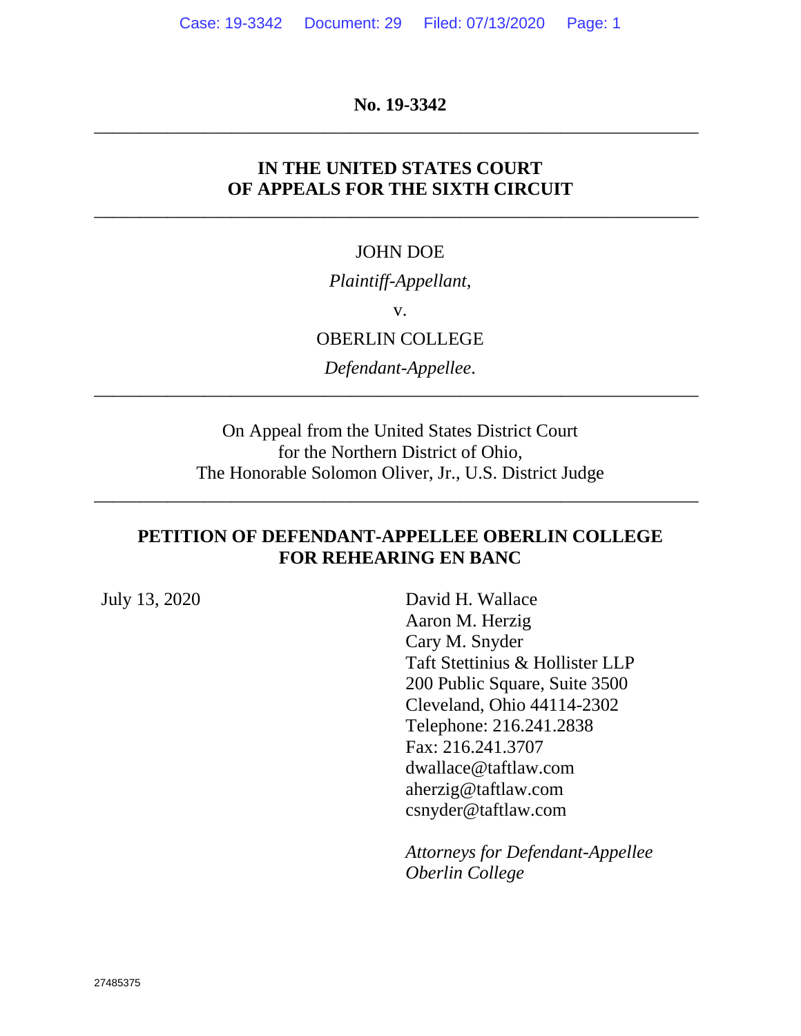**No. 19-3342**

---

**IN THE UNITED STATES COURT
OF APPEALS FOR THE SIXTH CIRCUIT**

---

JOHN DOE

*Plaintiff-Appellant*,

v.

OBERLIN COLLEGE

*Defendant-Appellee*.

---

On Appeal from the United States District Court
for the Northern District of Ohio,
The Honorable Solomon Oliver, Jr., U.S. District Judge

---

**PETITION OF DEFENDANT-APPELLEE OBERLIN COLLEGE
FOR REHEARING EN BANC**

July 13, 2020

David H. Wallace
Aaron M. Herzig
Cary M. Snyder
Taft Stettinius & Hollister LLP
200 Public Square, Suite 3500
Cleveland, Ohio 44114-2302
Telephone: 216.241.2838
Fax: 216.241.3707
dwallace@taftlaw.com
aherzig@taftlaw.com
csnyder@taftlaw.com

*Attorneys for Defendant-Appellee Oberlin College*

27485375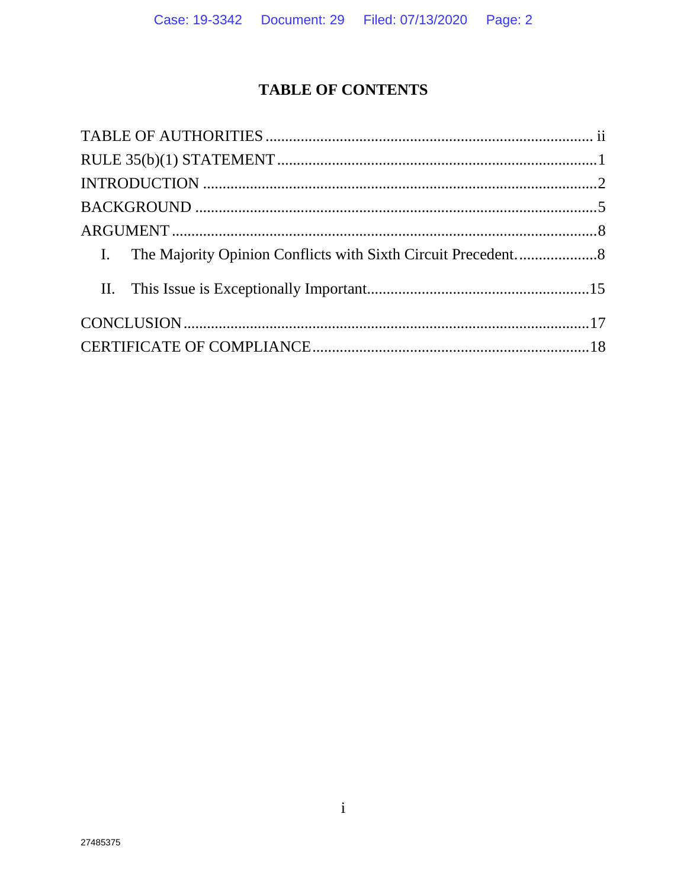# TABLE OF CONTENTS

TABLE OF AUTHORITIES .................................................................................. ii

RULE 35(b)(1) STATEMENT ................................................................................1

INTRODUCTION ..................................................................................................2

BACKGROUND ....................................................................................................5

ARGUMENT .........................................................................................................8

I. The Majority Opinion Conflicts with Sixth Circuit Precedent. ....................8

II. This Issue is Exceptionally Important........................................................15

CONCLUSION .....................................................................................................17

CERTIFICATE OF COMPLIANCE.....................................................................18

27485375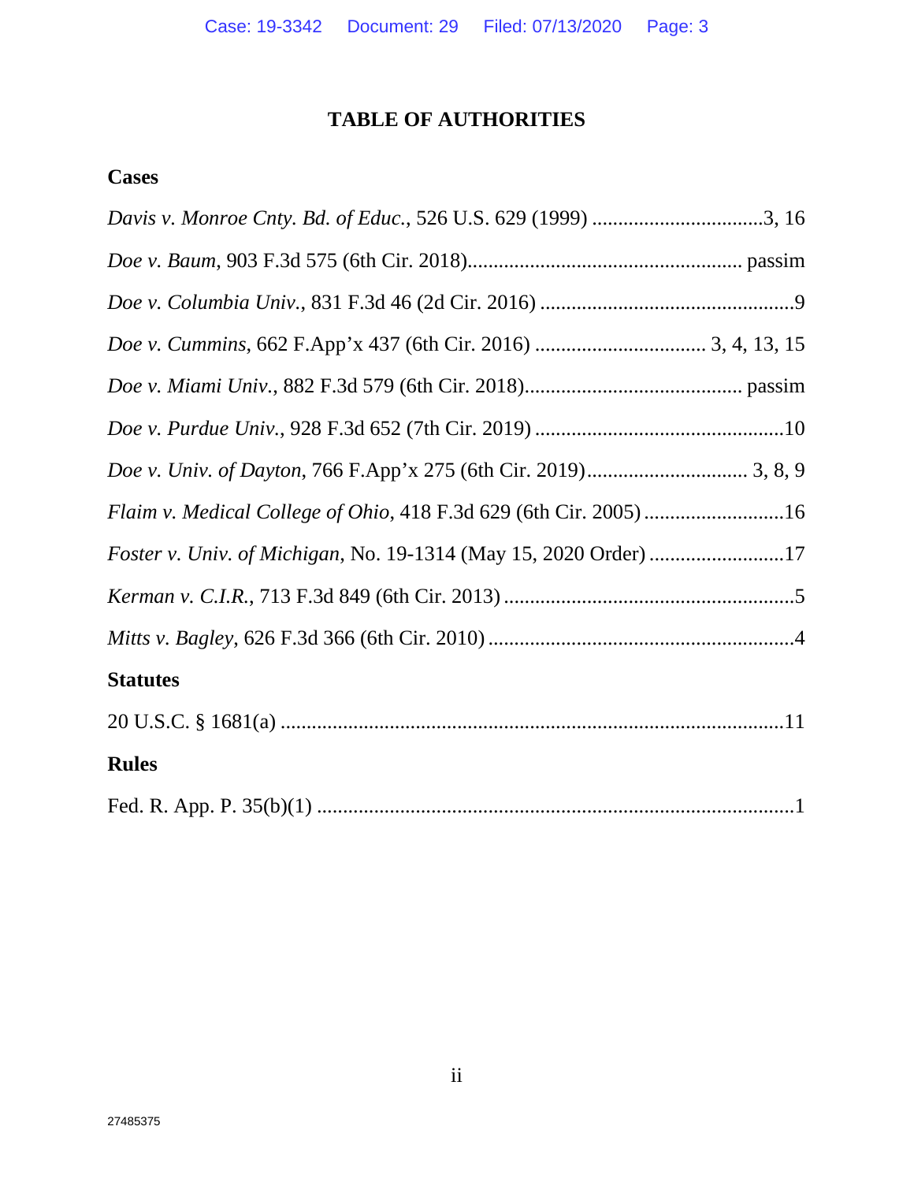# TABLE OF AUTHORITIES

## Cases

*Davis v. Monroe Cnty. Bd. of Educ.*, 526 U.S. 629 (1999) ..................................3, 16

*Doe v. Baum*, 903 F.3d 575 (6th Cir. 2018)..................................................... passim

*Doe v. Columbia Univ.*, 831 F.3d 46 (2d Cir. 2016) .................................................9

*Doe v. Cummins*, 662 F.App'x 437 (6th Cir. 2016) ................................. 3, 4, 13, 15

*Doe v. Miami Univ.*, 882 F.3d 579 (6th Cir. 2018)......................................... passim

*Doe v. Purdue Univ.*, 928 F.3d 652 (7th Cir. 2019) ................................................10

*Doe v. Univ. of Dayton*, 766 F.App'x 275 (6th Cir. 2019)............................... 3, 8, 9

*Flaim v. Medical College of Ohio*, 418 F.3d 629 (6th Cir. 2005) ...........................16

*Foster v. Univ. of Michigan*, No. 19-1314 (May 15, 2020 Order) ..........................17

*Kerman v. C.I.R.*, 713 F.3d 849 (6th Cir. 2013) .......................................................5

*Mitts v. Bagley*, 626 F.3d 366 (6th Cir. 2010) ..........................................................4

## Statutes

20 U.S.C. § 1681(a) .................................................................................................11

## Rules

Fed. R. App. P. 35(b)(1) ...........................................................................................1

27485375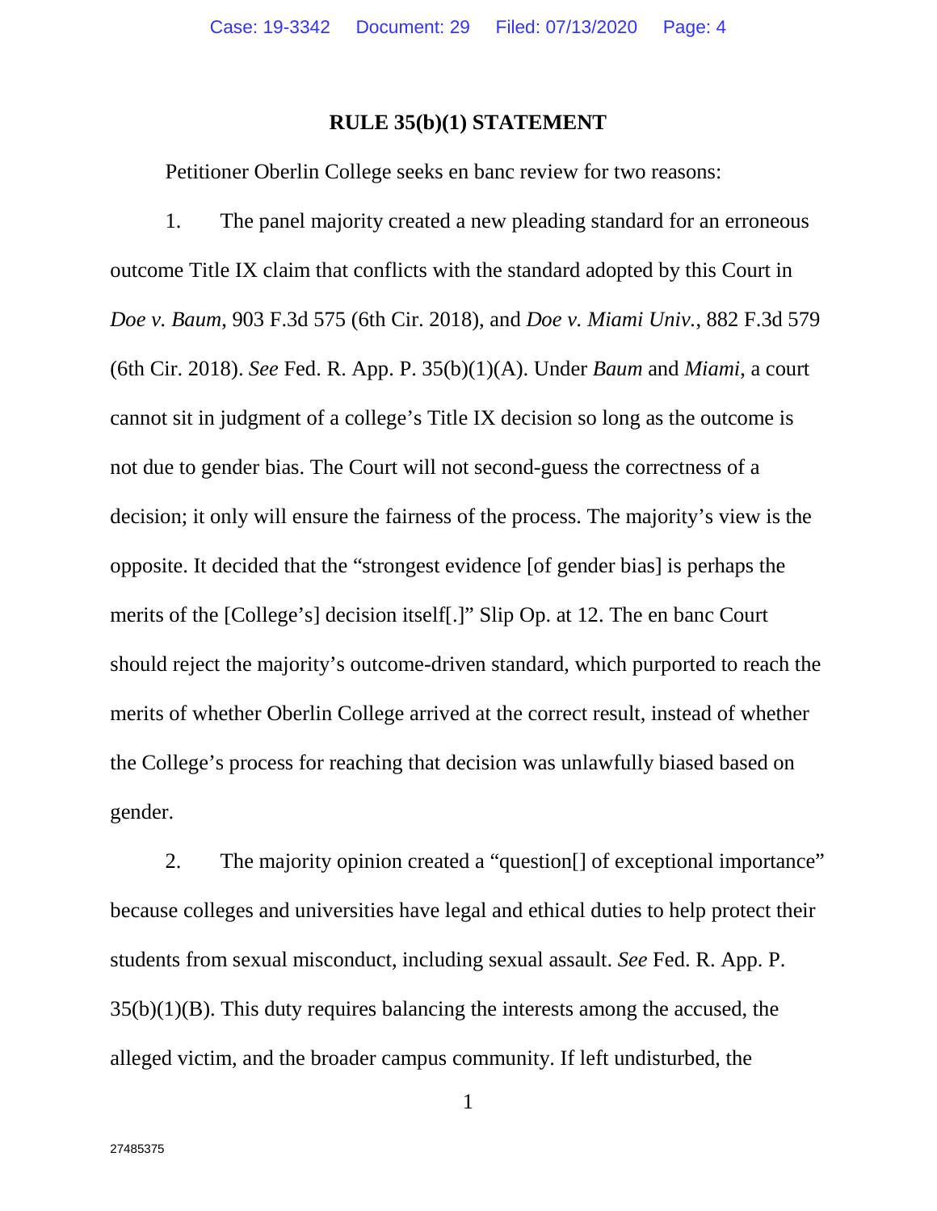## RULE 35(b)(1) STATEMENT

Petitioner Oberlin College seeks en banc review for two reasons:

1. The panel majority created a new pleading standard for an erroneous outcome Title IX claim that conflicts with the standard adopted by this Court in *Doe v. Baum*, 903 F.3d 575 (6th Cir. 2018), and *Doe v. Miami Univ.*, 882 F.3d 579 (6th Cir. 2018). *See* Fed. R. App. P. 35(b)(1)(A). Under *Baum* and *Miami*, a court cannot sit in judgment of a college's Title IX decision so long as the outcome is not due to gender bias. The Court will not second-guess the correctness of a decision; it only will ensure the fairness of the process. The majority's view is the opposite. It decided that the "strongest evidence [of gender bias] is perhaps the merits of the [College's] decision itself[.]" Slip Op. at 12. The en banc Court should reject the majority's outcome-driven standard, which purported to reach the merits of whether Oberlin College arrived at the correct result, instead of whether the College's process for reaching that decision was unlawfully biased based on gender.

2. The majority opinion created a "question[] of exceptional importance" because colleges and universities have legal and ethical duties to help protect their students from sexual misconduct, including sexual assault. *See* Fed. R. App. P. 35(b)(1)(B). This duty requires balancing the interests among the accused, the alleged victim, and the broader campus community. If left undisturbed, the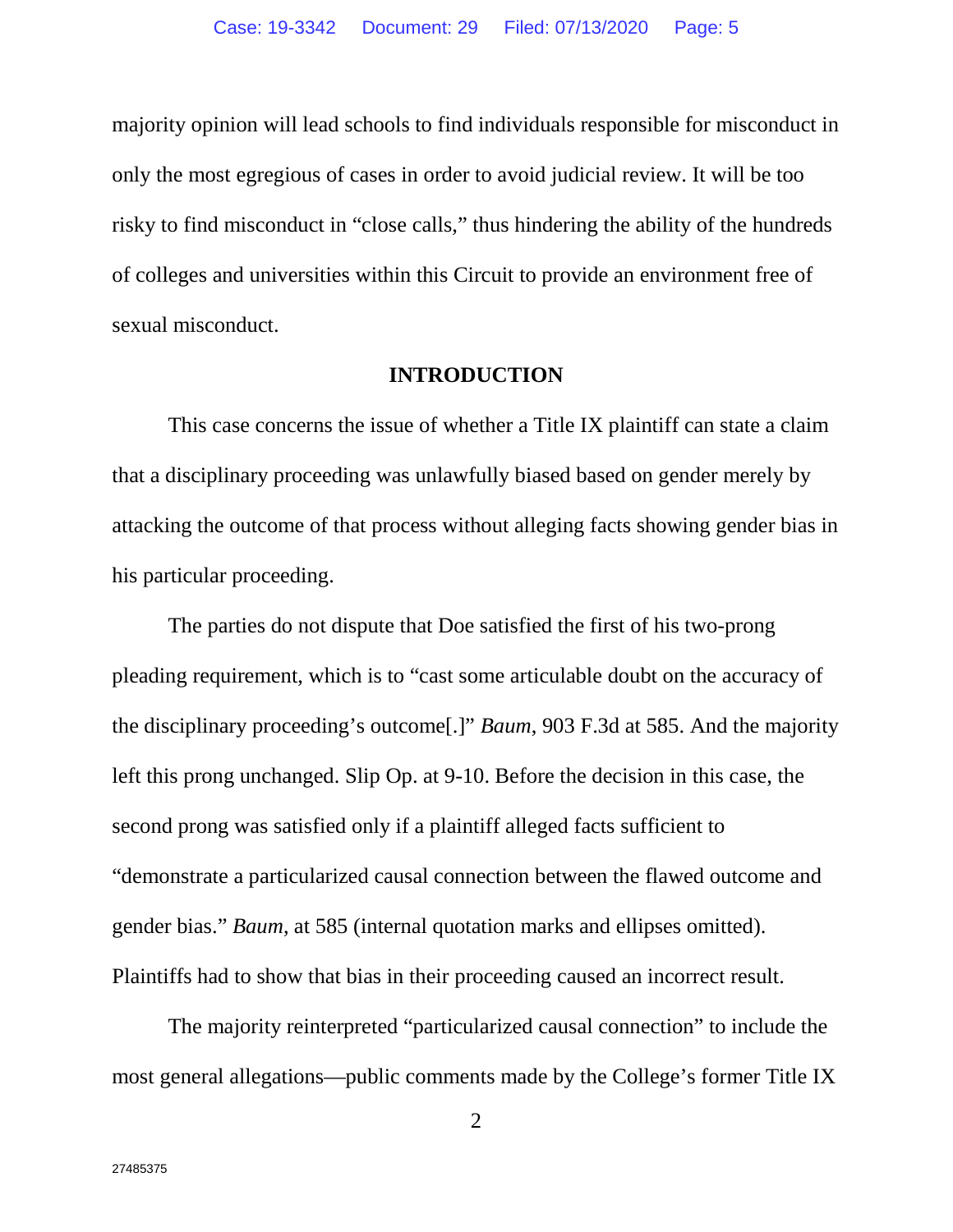majority opinion will lead schools to find individuals responsible for misconduct in only the most egregious of cases in order to avoid judicial review. It will be too risky to find misconduct in "close calls," thus hindering the ability of the hundreds of colleges and universities within this Circuit to provide an environment free of sexual misconduct.

## INTRODUCTION

This case concerns the issue of whether a Title IX plaintiff can state a claim that a disciplinary proceeding was unlawfully biased based on gender merely by attacking the outcome of that process without alleging facts showing gender bias in his particular proceeding.

The parties do not dispute that Doe satisfied the first of his two-prong pleading requirement, which is to "cast some articulable doubt on the accuracy of the disciplinary proceeding's outcome[.]" *Baum*, 903 F.3d at 585. And the majority left this prong unchanged. Slip Op. at 9-10. Before the decision in this case, the second prong was satisfied only if a plaintiff alleged facts sufficient to "demonstrate a particularized causal connection between the flawed outcome and gender bias." *Baum*, at 585 (internal quotation marks and ellipses omitted). Plaintiffs had to show that bias in their proceeding caused an incorrect result.

The majority reinterpreted "particularized causal connection" to include the most general allegations—public comments made by the College's former Title IX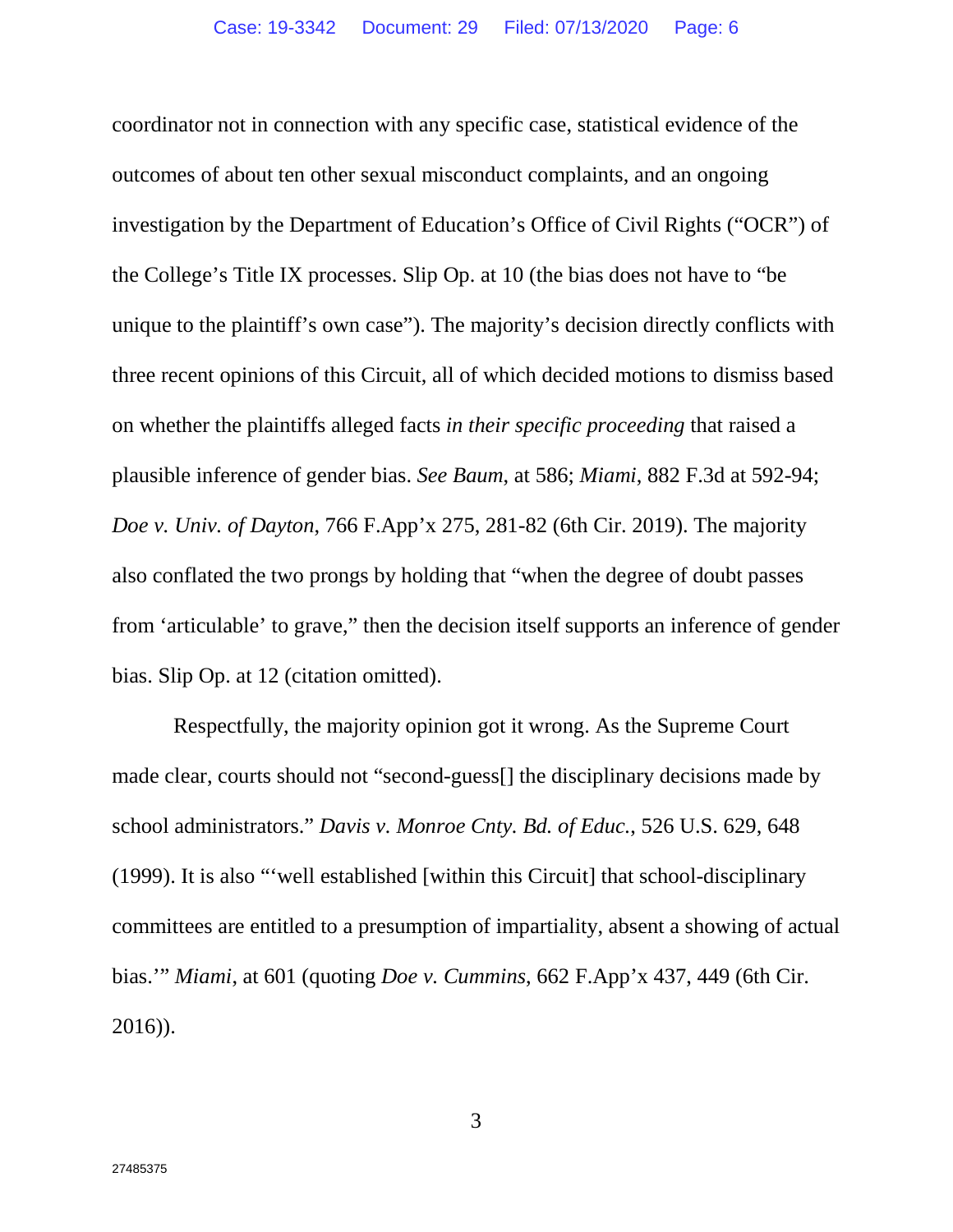coordinator not in connection with any specific case, statistical evidence of the outcomes of about ten other sexual misconduct complaints, and an ongoing investigation by the Department of Education's Office of Civil Rights ("OCR") of the College's Title IX processes. Slip Op. at 10 (the bias does not have to "be unique to the plaintiff's own case"). The majority's decision directly conflicts with three recent opinions of this Circuit, all of which decided motions to dismiss based on whether the plaintiffs alleged facts *in their specific proceeding* that raised a plausible inference of gender bias. *See Baum*, at 586; *Miami*, 882 F.3d at 592-94; *Doe v. Univ. of Dayton*, 766 F.App'x 275, 281-82 (6th Cir. 2019). The majority also conflated the two prongs by holding that "when the degree of doubt passes from 'articulable' to grave," then the decision itself supports an inference of gender bias. Slip Op. at 12 (citation omitted).

Respectfully, the majority opinion got it wrong. As the Supreme Court made clear, courts should not "second-guess[] the disciplinary decisions made by school administrators." *Davis v. Monroe Cnty. Bd. of Educ.*, 526 U.S. 629, 648 (1999). It is also "'well established [within this Circuit] that school-disciplinary committees are entitled to a presumption of impartiality, absent a showing of actual bias.'" *Miami*, at 601 (quoting *Doe v. Cummins*, 662 F.App'x 437, 449 (6th Cir. 2016)).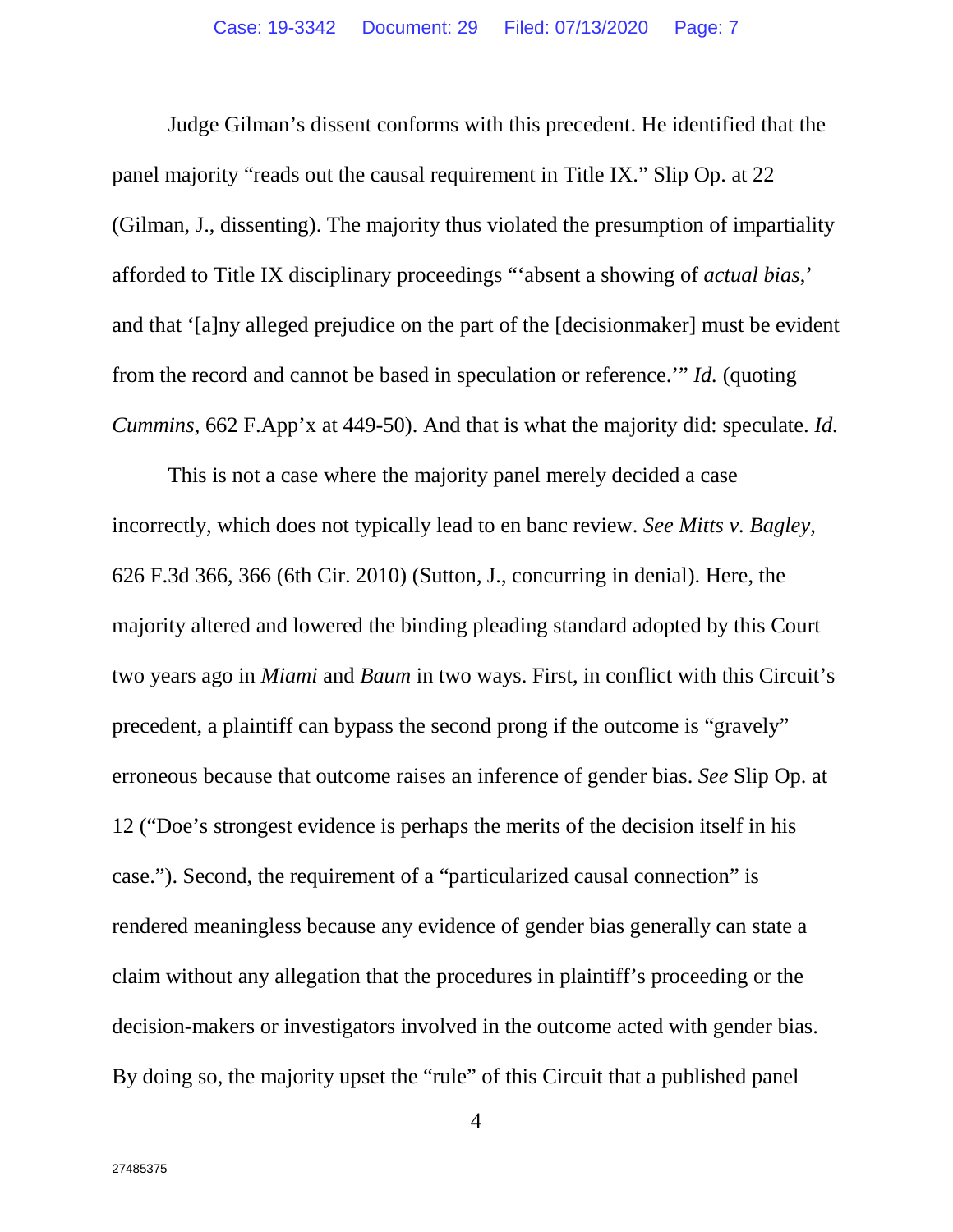Judge Gilman's dissent conforms with this precedent. He identified that the panel majority "reads out the causal requirement in Title IX." Slip Op. at 22 (Gilman, J., dissenting). The majority thus violated the presumption of impartiality afforded to Title IX disciplinary proceedings "'absent a showing of *actual bias*,' and that '[a]ny alleged prejudice on the part of the [decisionmaker] must be evident from the record and cannot be based in speculation or reference.'" *Id.* (quoting *Cummins*, 662 F.App'x at 449-50). And that is what the majority did: speculate. *Id.*

This is not a case where the majority panel merely decided a case incorrectly, which does not typically lead to en banc review. *See Mitts v. Bagley*, 626 F.3d 366, 366 (6th Cir. 2010) (Sutton, J., concurring in denial). Here, the majority altered and lowered the binding pleading standard adopted by this Court two years ago in *Miami* and *Baum* in two ways. First, in conflict with this Circuit's precedent, a plaintiff can bypass the second prong if the outcome is "gravely" erroneous because that outcome raises an inference of gender bias. *See* Slip Op. at 12 ("Doe's strongest evidence is perhaps the merits of the decision itself in his case."). Second, the requirement of a "particularized causal connection" is rendered meaningless because any evidence of gender bias generally can state a claim without any allegation that the procedures in plaintiff's proceeding or the decision-makers or investigators involved in the outcome acted with gender bias. By doing so, the majority upset the "rule" of this Circuit that a published panel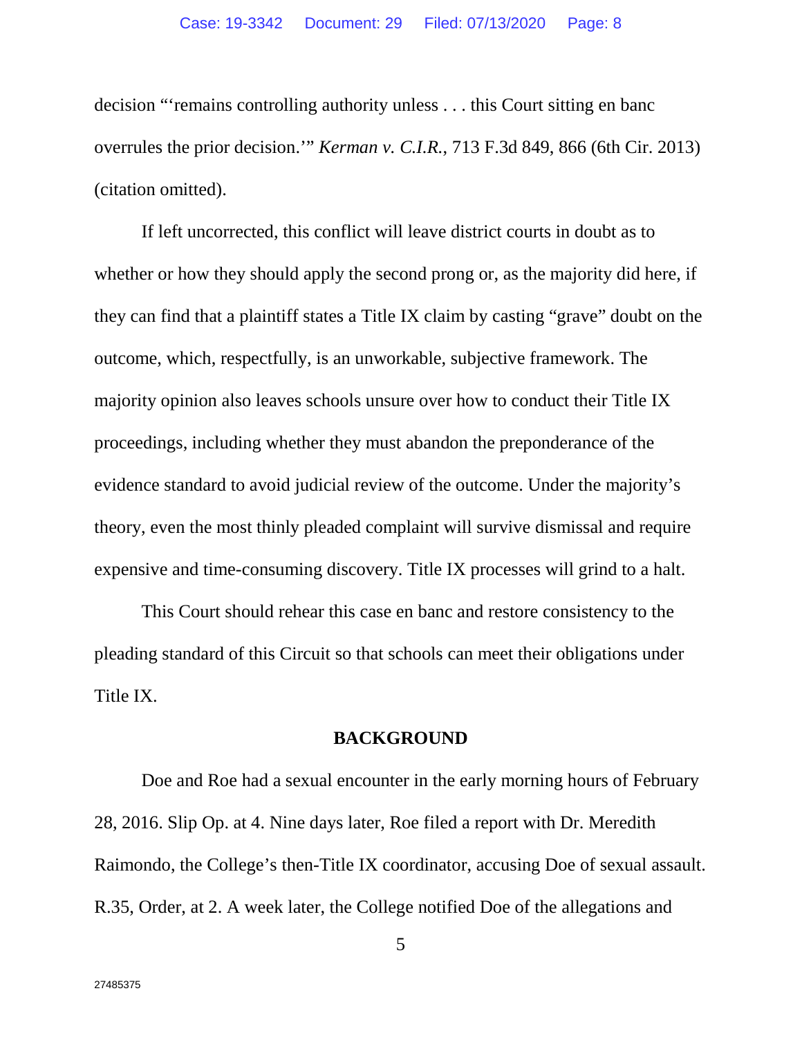decision "'remains controlling authority unless . . . this Court sitting en banc overrules the prior decision.'" *Kerman v. C.I.R.*, 713 F.3d 849, 866 (6th Cir. 2013) (citation omitted).

If left uncorrected, this conflict will leave district courts in doubt as to whether or how they should apply the second prong or, as the majority did here, if they can find that a plaintiff states a Title IX claim by casting "grave" doubt on the outcome, which, respectfully, is an unworkable, subjective framework. The majority opinion also leaves schools unsure over how to conduct their Title IX proceedings, including whether they must abandon the preponderance of the evidence standard to avoid judicial review of the outcome. Under the majority's theory, even the most thinly pleaded complaint will survive dismissal and require expensive and time-consuming discovery. Title IX processes will grind to a halt.

This Court should rehear this case en banc and restore consistency to the pleading standard of this Circuit so that schools can meet their obligations under Title IX.

## BACKGROUND

Doe and Roe had a sexual encounter in the early morning hours of February 28, 2016. Slip Op. at 4. Nine days later, Roe filed a report with Dr. Meredith Raimondo, the College's then-Title IX coordinator, accusing Doe of sexual assault. R.35, Order, at 2. A week later, the College notified Doe of the allegations and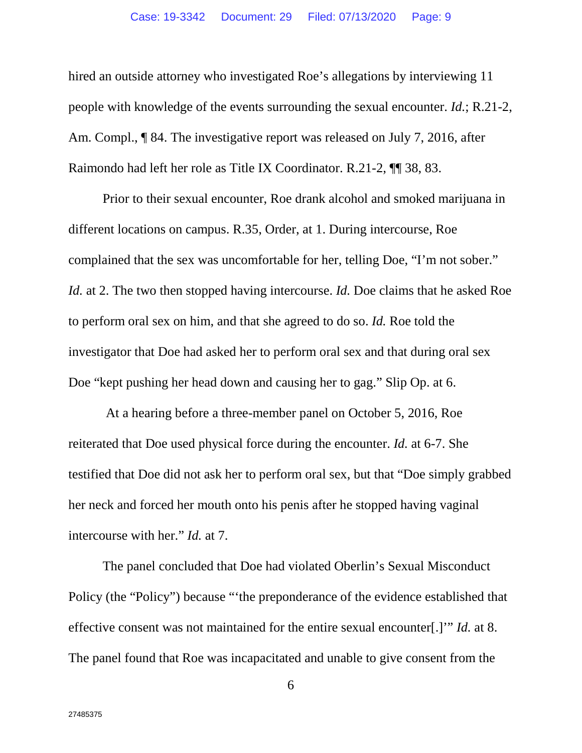hired an outside attorney who investigated Roe's allegations by interviewing 11 people with knowledge of the events surrounding the sexual encounter. *Id.*; R.21-2, Am. Compl., ¶ 84. The investigative report was released on July 7, 2016, after Raimondo had left her role as Title IX Coordinator. R.21-2, ¶¶ 38, 83.

Prior to their sexual encounter, Roe drank alcohol and smoked marijuana in different locations on campus. R.35, Order, at 1. During intercourse, Roe complained that the sex was uncomfortable for her, telling Doe, "I'm not sober." *Id.* at 2. The two then stopped having intercourse. *Id.* Doe claims that he asked Roe to perform oral sex on him, and that she agreed to do so. *Id.* Roe told the investigator that Doe had asked her to perform oral sex and that during oral sex Doe "kept pushing her head down and causing her to gag." Slip Op. at 6.

At a hearing before a three-member panel on October 5, 2016, Roe reiterated that Doe used physical force during the encounter. *Id.* at 6-7. She testified that Doe did not ask her to perform oral sex, but that "Doe simply grabbed her neck and forced her mouth onto his penis after he stopped having vaginal intercourse with her." *Id.* at 7.

The panel concluded that Doe had violated Oberlin's Sexual Misconduct Policy (the "Policy") because "'the preponderance of the evidence established that effective consent was not maintained for the entire sexual encounter[.]'" *Id.* at 8. The panel found that Roe was incapacitated and unable to give consent from the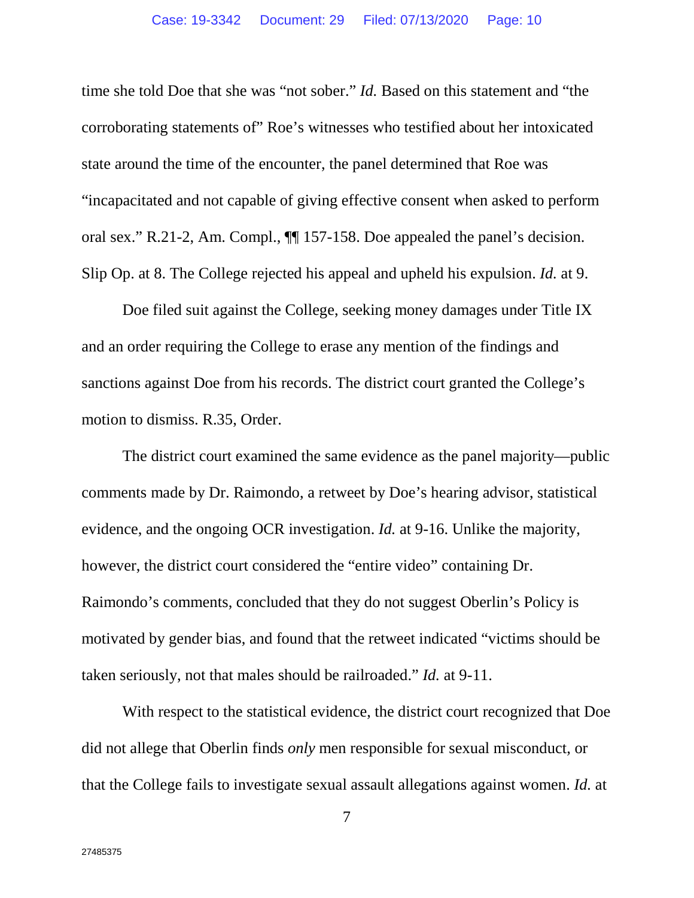time she told Doe that she was "not sober." *Id.* Based on this statement and "the corroborating statements of" Roe's witnesses who testified about her intoxicated state around the time of the encounter, the panel determined that Roe was "incapacitated and not capable of giving effective consent when asked to perform oral sex." R.21-2, Am. Compl., ¶¶ 157-158. Doe appealed the panel's decision. Slip Op. at 8. The College rejected his appeal and upheld his expulsion. *Id.* at 9.

Doe filed suit against the College, seeking money damages under Title IX and an order requiring the College to erase any mention of the findings and sanctions against Doe from his records. The district court granted the College's motion to dismiss. R.35, Order.

The district court examined the same evidence as the panel majority—public comments made by Dr. Raimondo, a retweet by Doe's hearing advisor, statistical evidence, and the ongoing OCR investigation. *Id.* at 9-16. Unlike the majority, however, the district court considered the "entire video" containing Dr. Raimondo's comments, concluded that they do not suggest Oberlin's Policy is motivated by gender bias, and found that the retweet indicated "victims should be taken seriously, not that males should be railroaded." *Id.* at 9-11.

With respect to the statistical evidence, the district court recognized that Doe did not allege that Oberlin finds *only* men responsible for sexual misconduct, or that the College fails to investigate sexual assault allegations against women. *Id.* at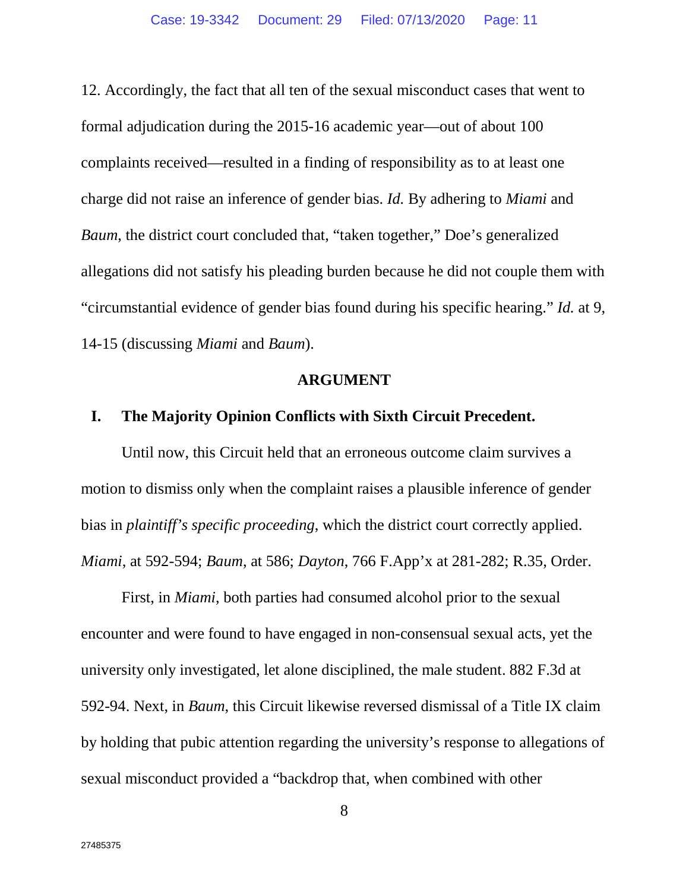12. Accordingly, the fact that all ten of the sexual misconduct cases that went to formal adjudication during the 2015-16 academic year—out of about 100 complaints received—resulted in a finding of responsibility as to at least one charge did not raise an inference of gender bias. *Id.* By adhering to *Miami* and *Baum*, the district court concluded that, "taken together," Doe's generalized allegations did not satisfy his pleading burden because he did not couple them with "circumstantial evidence of gender bias found during his specific hearing." *Id.* at 9, 14-15 (discussing *Miami* and *Baum*).

## ARGUMENT

### I. The Majority Opinion Conflicts with Sixth Circuit Precedent.

Until now, this Circuit held that an erroneous outcome claim survives a motion to dismiss only when the complaint raises a plausible inference of gender bias in *plaintiff's specific proceeding*, which the district court correctly applied. *Miami*, at 592-594; *Baum*, at 586; *Dayton*, 766 F.App'x at 281-282; R.35, Order.

First, in *Miami*, both parties had consumed alcohol prior to the sexual encounter and were found to have engaged in non-consensual sexual acts, yet the university only investigated, let alone disciplined, the male student. 882 F.3d at 592-94. Next, in *Baum*, this Circuit likewise reversed dismissal of a Title IX claim by holding that pubic attention regarding the university's response to allegations of sexual misconduct provided a "backdrop that, when combined with other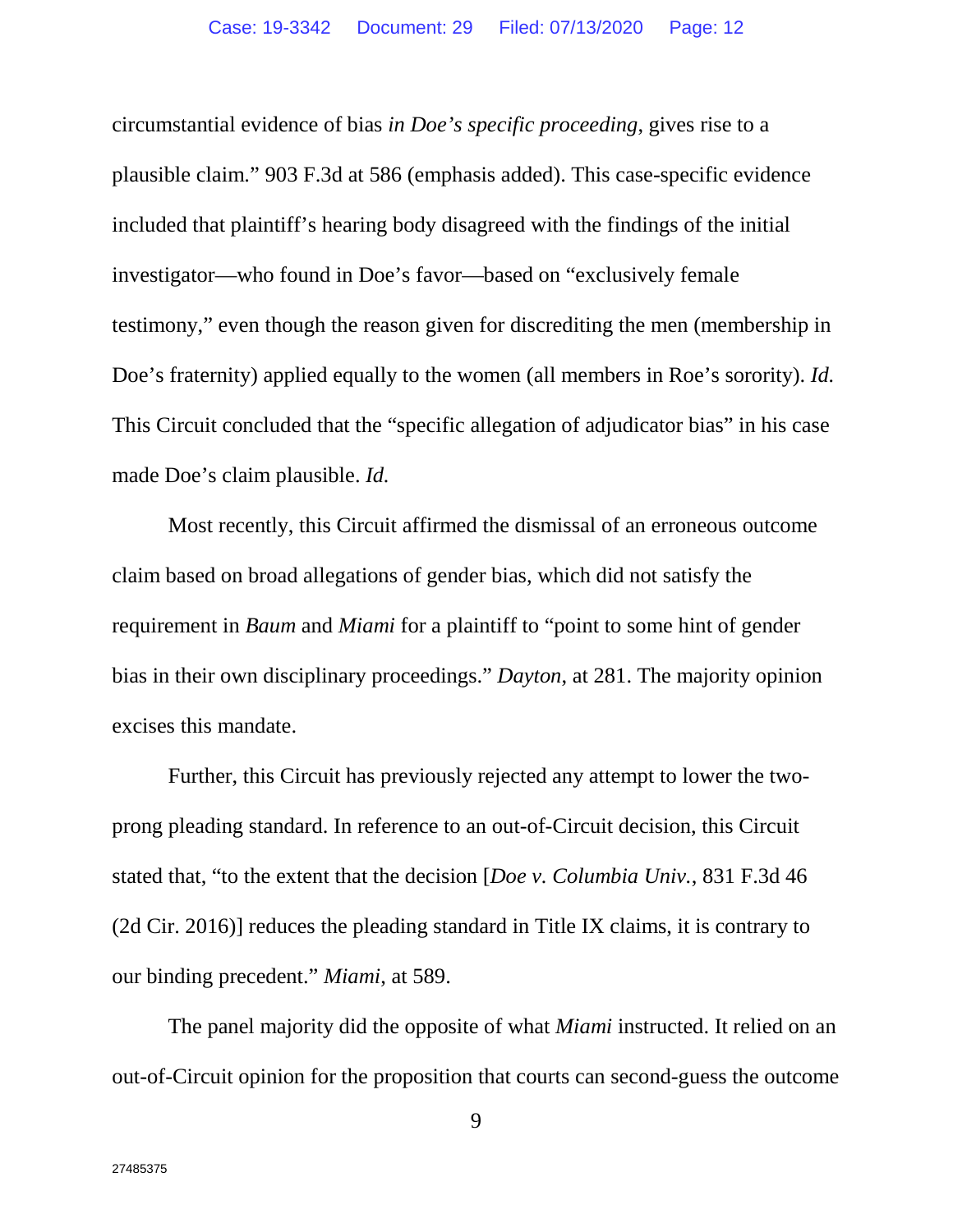circumstantial evidence of bias *in Doe's specific proceeding*, gives rise to a plausible claim." 903 F.3d at 586 (emphasis added). This case-specific evidence included that plaintiff's hearing body disagreed with the findings of the initial investigator—who found in Doe's favor—based on "exclusively female testimony," even though the reason given for discrediting the men (membership in Doe's fraternity) applied equally to the women (all members in Roe's sorority). *Id.* This Circuit concluded that the "specific allegation of adjudicator bias" in his case made Doe's claim plausible. *Id.*

Most recently, this Circuit affirmed the dismissal of an erroneous outcome claim based on broad allegations of gender bias, which did not satisfy the requirement in *Baum* and *Miami* for a plaintiff to "point to some hint of gender bias in their own disciplinary proceedings." *Dayton*, at 281. The majority opinion excises this mandate.

Further, this Circuit has previously rejected any attempt to lower the two-prong pleading standard. In reference to an out-of-Circuit decision, this Circuit stated that, "to the extent that the decision [*Doe v. Columbia Univ.*, 831 F.3d 46 (2d Cir. 2016)] reduces the pleading standard in Title IX claims, it is contrary to our binding precedent." *Miami*, at 589.

The panel majority did the opposite of what *Miami* instructed. It relied on an out-of-Circuit opinion for the proposition that courts can second-guess the outcome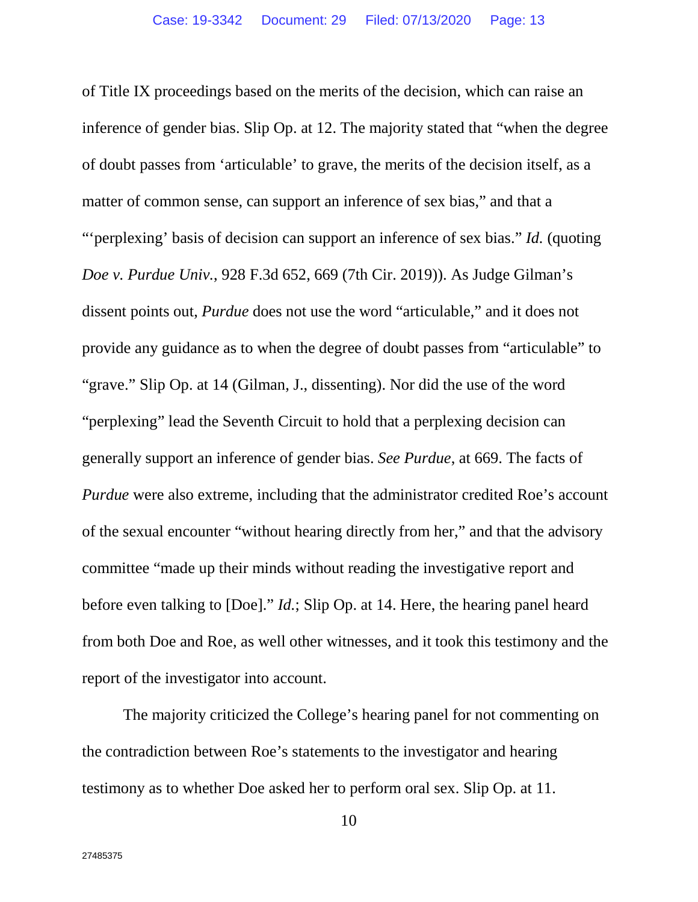of Title IX proceedings based on the merits of the decision, which can raise an inference of gender bias. Slip Op. at 12. The majority stated that "when the degree of doubt passes from 'articulable' to grave, the merits of the decision itself, as a matter of common sense, can support an inference of sex bias," and that a "'perplexing' basis of decision can support an inference of sex bias." *Id.* (quoting *Doe v. Purdue Univ.*, 928 F.3d 652, 669 (7th Cir. 2019)). As Judge Gilman's dissent points out, *Purdue* does not use the word "articulable," and it does not provide any guidance as to when the degree of doubt passes from "articulable" to "grave." Slip Op. at 14 (Gilman, J., dissenting). Nor did the use of the word "perplexing" lead the Seventh Circuit to hold that a perplexing decision can generally support an inference of gender bias. *See Purdue*, at 669. The facts of *Purdue* were also extreme, including that the administrator credited Roe's account of the sexual encounter "without hearing directly from her," and that the advisory committee "made up their minds without reading the investigative report and before even talking to [Doe]." *Id.*; Slip Op. at 14. Here, the hearing panel heard from both Doe and Roe, as well other witnesses, and it took this testimony and the report of the investigator into account.

The majority criticized the College's hearing panel for not commenting on the contradiction between Roe's statements to the investigator and hearing testimony as to whether Doe asked her to perform oral sex. Slip Op. at 11.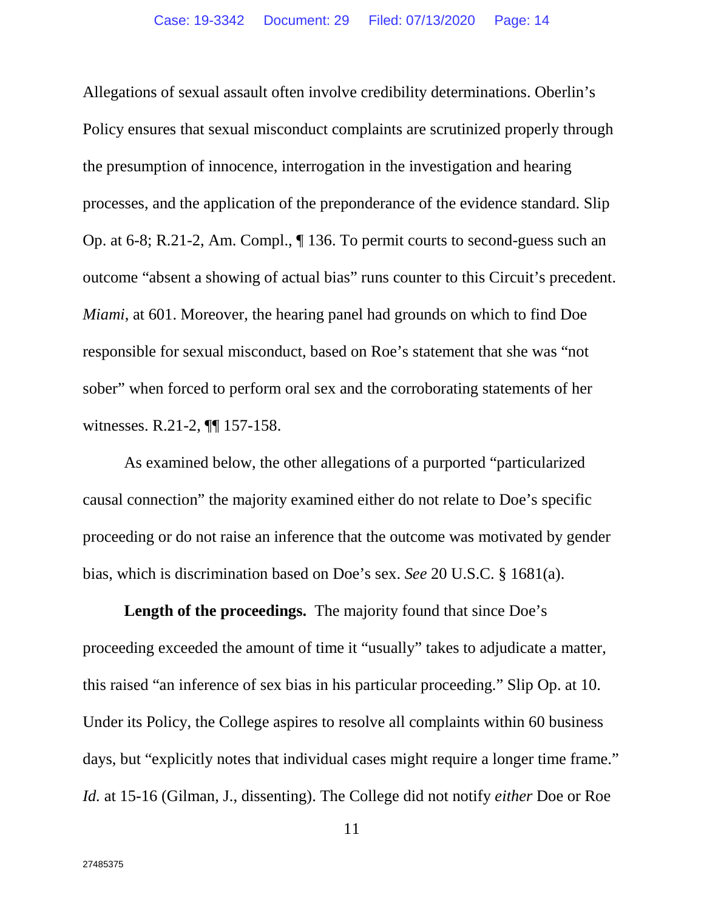Allegations of sexual assault often involve credibility determinations. Oberlin's Policy ensures that sexual misconduct complaints are scrutinized properly through the presumption of innocence, interrogation in the investigation and hearing processes, and the application of the preponderance of the evidence standard. Slip Op. at 6-8; R.21-2, Am. Compl., ¶ 136. To permit courts to second-guess such an outcome "absent a showing of actual bias" runs counter to this Circuit's precedent. *Miami*, at 601. Moreover, the hearing panel had grounds on which to find Doe responsible for sexual misconduct, based on Roe's statement that she was "not sober" when forced to perform oral sex and the corroborating statements of her witnesses. R.21-2, ¶¶ 157-158.

As examined below, the other allegations of a purported "particularized causal connection" the majority examined either do not relate to Doe's specific proceeding or do not raise an inference that the outcome was motivated by gender bias, which is discrimination based on Doe's sex. *See* 20 U.S.C. § 1681(a).

**Length of the proceedings.** The majority found that since Doe's proceeding exceeded the amount of time it "usually" takes to adjudicate a matter, this raised "an inference of sex bias in his particular proceeding." Slip Op. at 10. Under its Policy, the College aspires to resolve all complaints within 60 business days, but "explicitly notes that individual cases might require a longer time frame." *Id.* at 15-16 (Gilman, J., dissenting). The College did not notify *either* Doe or Roe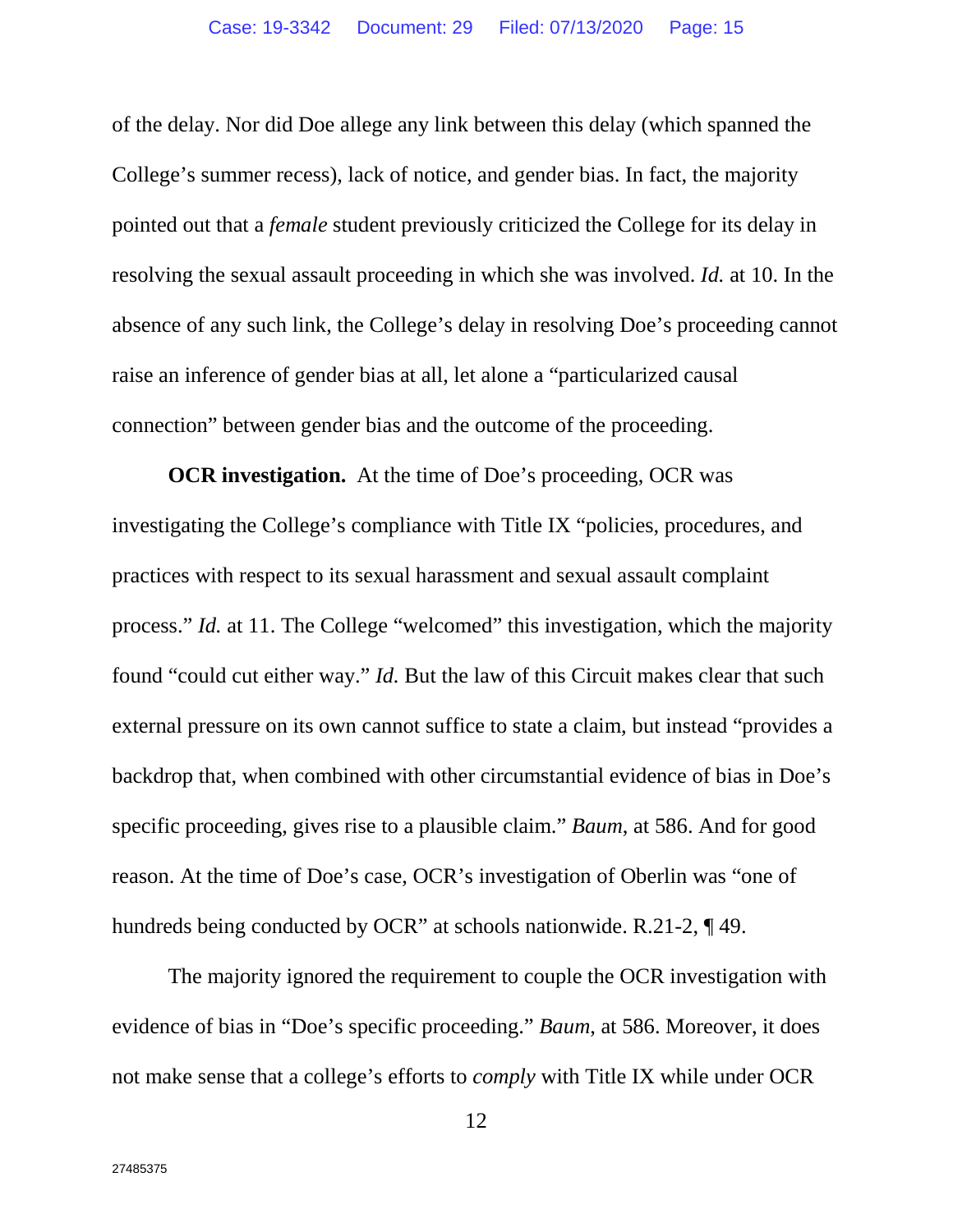of the delay. Nor did Doe allege any link between this delay (which spanned the College's summer recess), lack of notice, and gender bias. In fact, the majority pointed out that a *female* student previously criticized the College for its delay in resolving the sexual assault proceeding in which she was involved. *Id.* at 10. In the absence of any such link, the College's delay in resolving Doe's proceeding cannot raise an inference of gender bias at all, let alone a "particularized causal connection" between gender bias and the outcome of the proceeding.

**OCR investigation.** At the time of Doe's proceeding, OCR was investigating the College's compliance with Title IX "policies, procedures, and practices with respect to its sexual harassment and sexual assault complaint process." *Id.* at 11. The College "welcomed" this investigation, which the majority found "could cut either way." *Id.* But the law of this Circuit makes clear that such external pressure on its own cannot suffice to state a claim, but instead "provides a backdrop that, when combined with other circumstantial evidence of bias in Doe's specific proceeding, gives rise to a plausible claim." *Baum*, at 586. And for good reason. At the time of Doe's case, OCR's investigation of Oberlin was "one of hundreds being conducted by OCR" at schools nationwide. R.21-2, ¶ 49.

The majority ignored the requirement to couple the OCR investigation with evidence of bias in "Doe's specific proceeding." *Baum*, at 586. Moreover, it does not make sense that a college's efforts to *comply* with Title IX while under OCR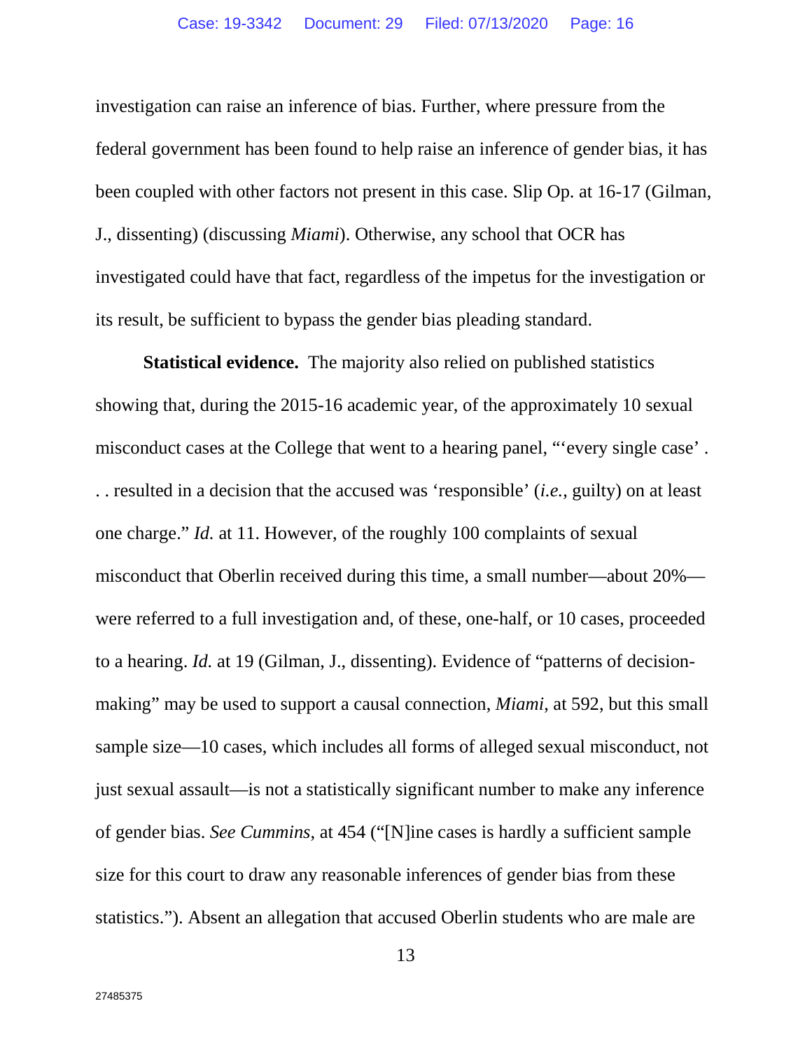investigation can raise an inference of bias. Further, where pressure from the federal government has been found to help raise an inference of gender bias, it has been coupled with other factors not present in this case. Slip Op. at 16-17 (Gilman, J., dissenting) (discussing *Miami*). Otherwise, any school that OCR has investigated could have that fact, regardless of the impetus for the investigation or its result, be sufficient to bypass the gender bias pleading standard.

**Statistical evidence.** The majority also relied on published statistics showing that, during the 2015-16 academic year, of the approximately 10 sexual misconduct cases at the College that went to a hearing panel, "'every single case' . . . resulted in a decision that the accused was 'responsible' (*i.e.*, guilty) on at least one charge." *Id.* at 11. However, of the roughly 100 complaints of sexual misconduct that Oberlin received during this time, a small number—about 20%—were referred to a full investigation and, of these, one-half, or 10 cases, proceeded to a hearing. *Id.* at 19 (Gilman, J., dissenting). Evidence of "patterns of decision-making" may be used to support a causal connection, *Miami*, at 592, but this small sample size—10 cases, which includes all forms of alleged sexual misconduct, not just sexual assault—is not a statistically significant number to make any inference of gender bias. *See Cummins*, at 454 ("[N]ine cases is hardly a sufficient sample size for this court to draw any reasonable inferences of gender bias from these statistics."). Absent an allegation that accused Oberlin students who are male are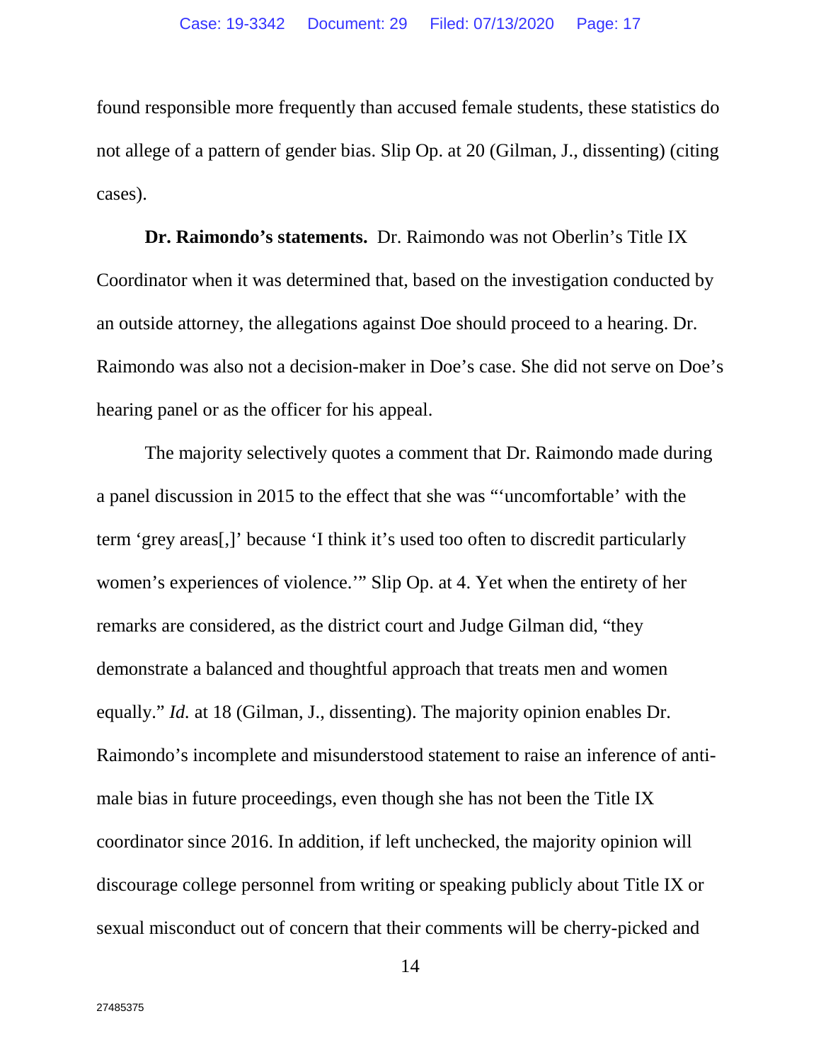found responsible more frequently than accused female students, these statistics do not allege of a pattern of gender bias. Slip Op. at 20 (Gilman, J., dissenting) (citing cases).

**Dr. Raimondo's statements.** Dr. Raimondo was not Oberlin's Title IX Coordinator when it was determined that, based on the investigation conducted by an outside attorney, the allegations against Doe should proceed to a hearing. Dr. Raimondo was also not a decision-maker in Doe's case. She did not serve on Doe's hearing panel or as the officer for his appeal.

The majority selectively quotes a comment that Dr. Raimondo made during a panel discussion in 2015 to the effect that she was "'uncomfortable' with the term 'grey areas[,]' because 'I think it's used too often to discredit particularly women's experiences of violence.'" Slip Op. at 4. Yet when the entirety of her remarks are considered, as the district court and Judge Gilman did, "they demonstrate a balanced and thoughtful approach that treats men and women equally." *Id.* at 18 (Gilman, J., dissenting). The majority opinion enables Dr. Raimondo's incomplete and misunderstood statement to raise an inference of anti-male bias in future proceedings, even though she has not been the Title IX coordinator since 2016. In addition, if left unchecked, the majority opinion will discourage college personnel from writing or speaking publicly about Title IX or sexual misconduct out of concern that their comments will be cherry-picked and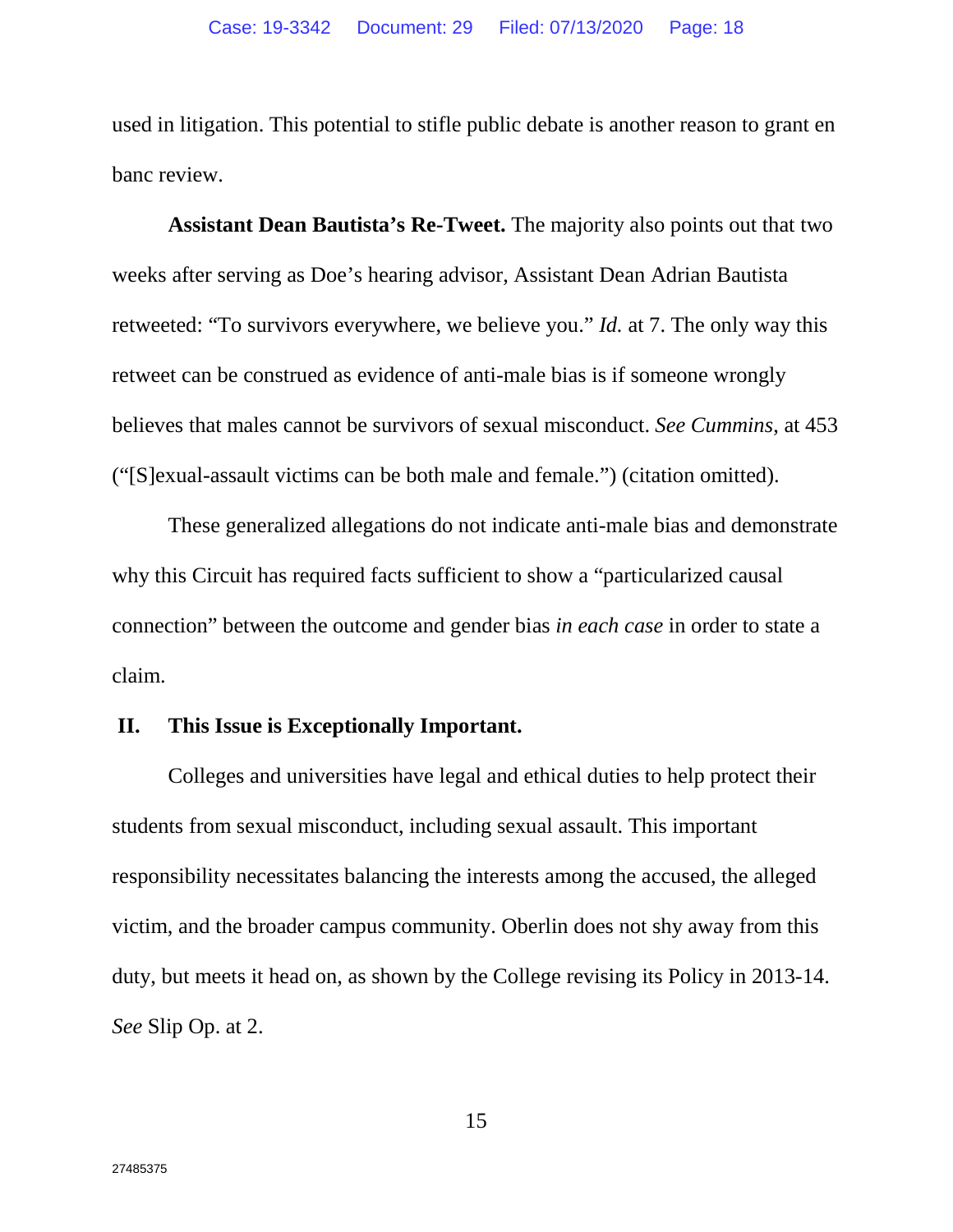used in litigation. This potential to stifle public debate is another reason to grant en banc review.

**Assistant Dean Bautista's Re-Tweet.** The majority also points out that two weeks after serving as Doe's hearing advisor, Assistant Dean Adrian Bautista retweeted: "To survivors everywhere, we believe you." *Id.* at 7. The only way this retweet can be construed as evidence of anti-male bias is if someone wrongly believes that males cannot be survivors of sexual misconduct. *See Cummins*, at 453 ("[S]exual-assault victims can be both male and female.") (citation omitted).

These generalized allegations do not indicate anti-male bias and demonstrate why this Circuit has required facts sufficient to show a "particularized causal connection" between the outcome and gender bias *in each case* in order to state a claim.

## II. This Issue is Exceptionally Important.

Colleges and universities have legal and ethical duties to help protect their students from sexual misconduct, including sexual assault. This important responsibility necessitates balancing the interests among the accused, the alleged victim, and the broader campus community. Oberlin does not shy away from this duty, but meets it head on, as shown by the College revising its Policy in 2013-14. *See* Slip Op. at 2.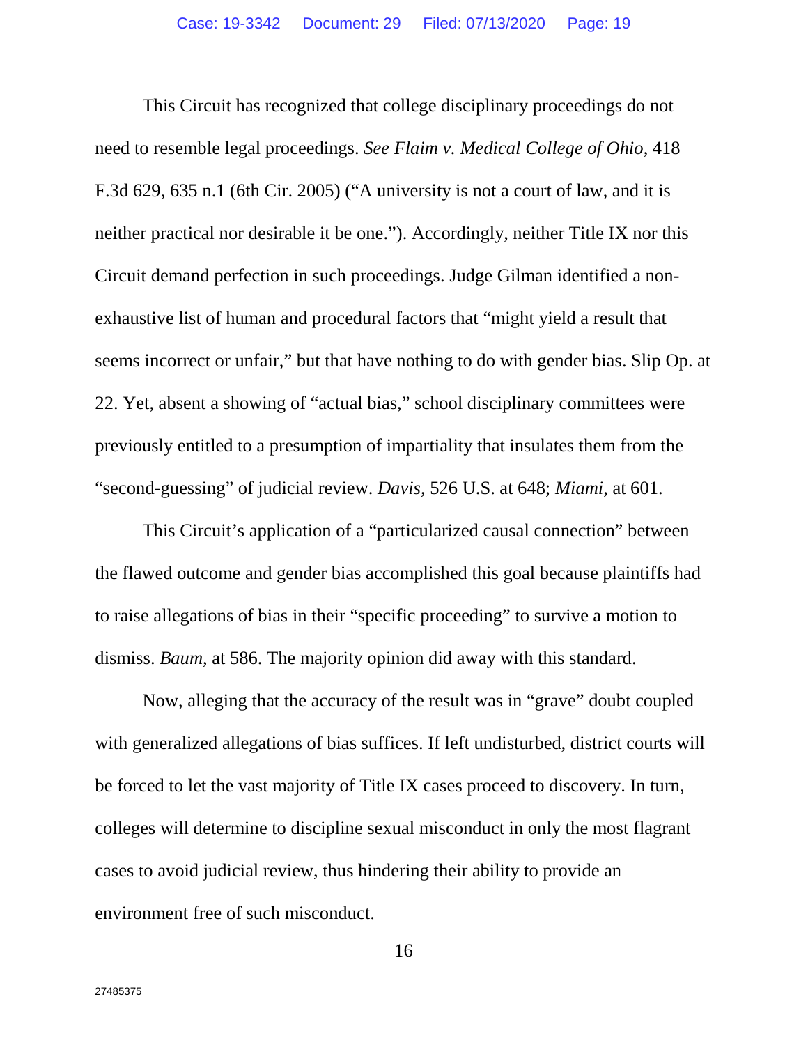This Circuit has recognized that college disciplinary proceedings do not need to resemble legal proceedings. *See Flaim v. Medical College of Ohio*, 418 F.3d 629, 635 n.1 (6th Cir. 2005) ("A university is not a court of law, and it is neither practical nor desirable it be one."). Accordingly, neither Title IX nor this Circuit demand perfection in such proceedings. Judge Gilman identified a non-exhaustive list of human and procedural factors that "might yield a result that seems incorrect or unfair," but that have nothing to do with gender bias. Slip Op. at 22. Yet, absent a showing of "actual bias," school disciplinary committees were previously entitled to a presumption of impartiality that insulates them from the "second-guessing" of judicial review. *Davis*, 526 U.S. at 648; *Miami*, at 601.

This Circuit's application of a "particularized causal connection" between the flawed outcome and gender bias accomplished this goal because plaintiffs had to raise allegations of bias in their "specific proceeding" to survive a motion to dismiss. *Baum*, at 586. The majority opinion did away with this standard.

Now, alleging that the accuracy of the result was in "grave" doubt coupled with generalized allegations of bias suffices. If left undisturbed, district courts will be forced to let the vast majority of Title IX cases proceed to discovery. In turn, colleges will determine to discipline sexual misconduct in only the most flagrant cases to avoid judicial review, thus hindering their ability to provide an environment free of such misconduct.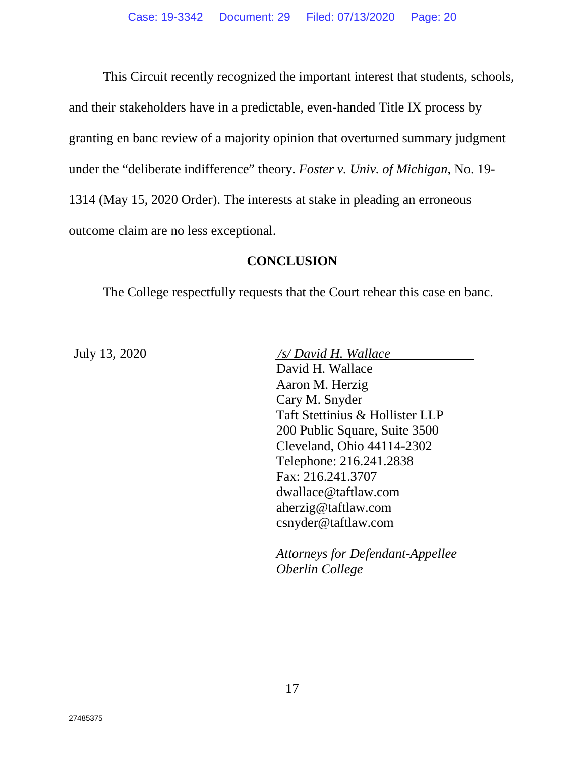This Circuit recently recognized the important interest that students, schools, and their stakeholders have in a predictable, even-handed Title IX process by granting en banc review of a majority opinion that overturned summary judgment under the "deliberate indifference" theory. *Foster v. Univ. of Michigan*, No. 19-1314 (May 15, 2020 Order). The interests at stake in pleading an erroneous outcome claim are no less exceptional.

## CONCLUSION

The College respectfully requests that the Court rehear this case en banc.

July 13, 2020

*/s/ David H. Wallace*
David H. Wallace
Aaron M. Herzig
Cary M. Snyder
Taft Stettinius & Hollister LLP
200 Public Square, Suite 3500
Cleveland, Ohio 44114-2302
Telephone: 216.241.2838
Fax: 216.241.3707
dwallace@taftlaw.com
aherzig@taftlaw.com
csnyder@taftlaw.com

*Attorneys for Defendant-Appellee Oberlin College*

27485375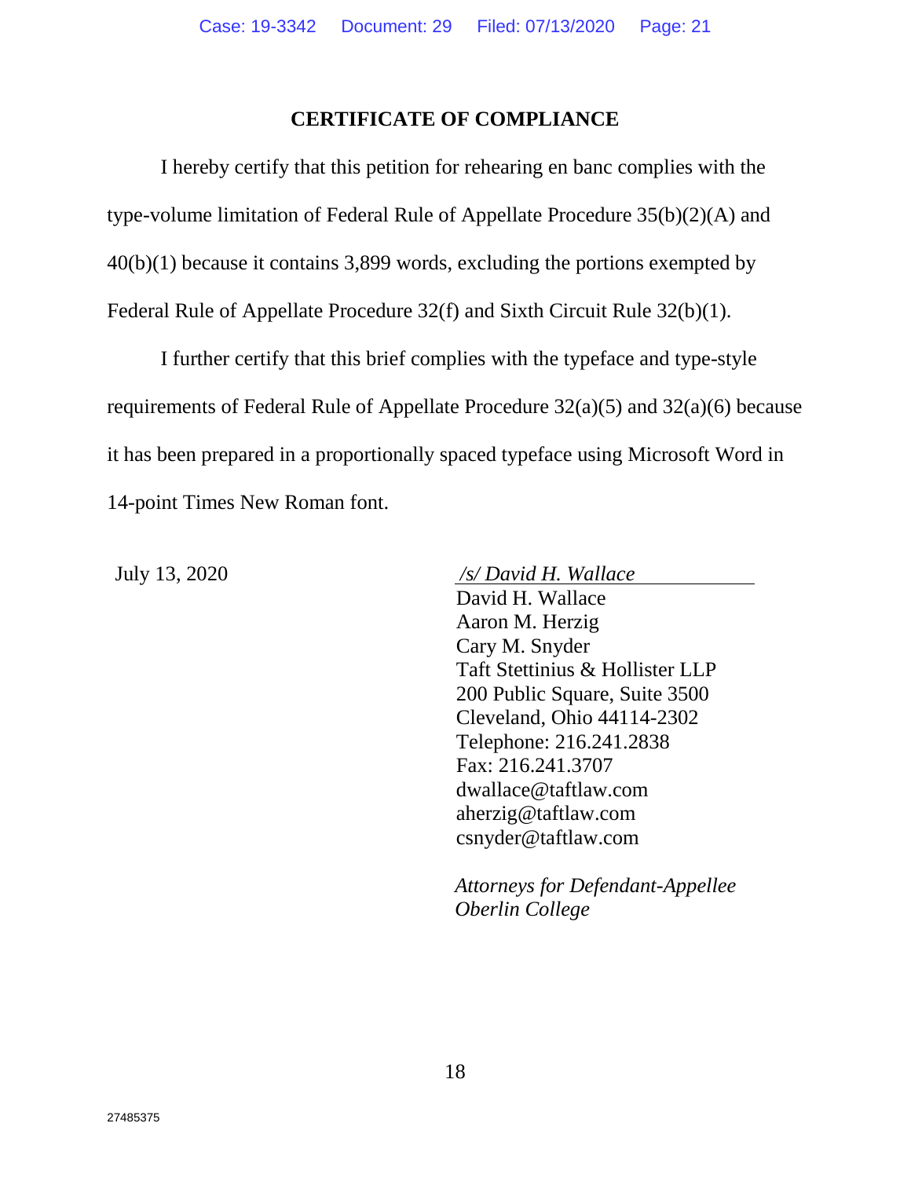## CERTIFICATE OF COMPLIANCE

I hereby certify that this petition for rehearing en banc complies with the type-volume limitation of Federal Rule of Appellate Procedure 35(b)(2)(A) and 40(b)(1) because it contains 3,899 words, excluding the portions exempted by Federal Rule of Appellate Procedure 32(f) and Sixth Circuit Rule 32(b)(1).

I further certify that this brief complies with the typeface and type-style requirements of Federal Rule of Appellate Procedure 32(a)(5) and 32(a)(6) because it has been prepared in a proportionally spaced typeface using Microsoft Word in 14-point Times New Roman font.

July 13, 2020

*/s/ David H. Wallace*
David H. Wallace
Aaron M. Herzig
Cary M. Snyder
Taft Stettinius & Hollister LLP
200 Public Square, Suite 3500
Cleveland, Ohio 44114-2302
Telephone: 216.241.2838
Fax: 216.241.3707
dwallace@taftlaw.com
aherzig@taftlaw.com
csnyder@taftlaw.com

*Attorneys for Defendant-Appellee Oberlin College*

27485375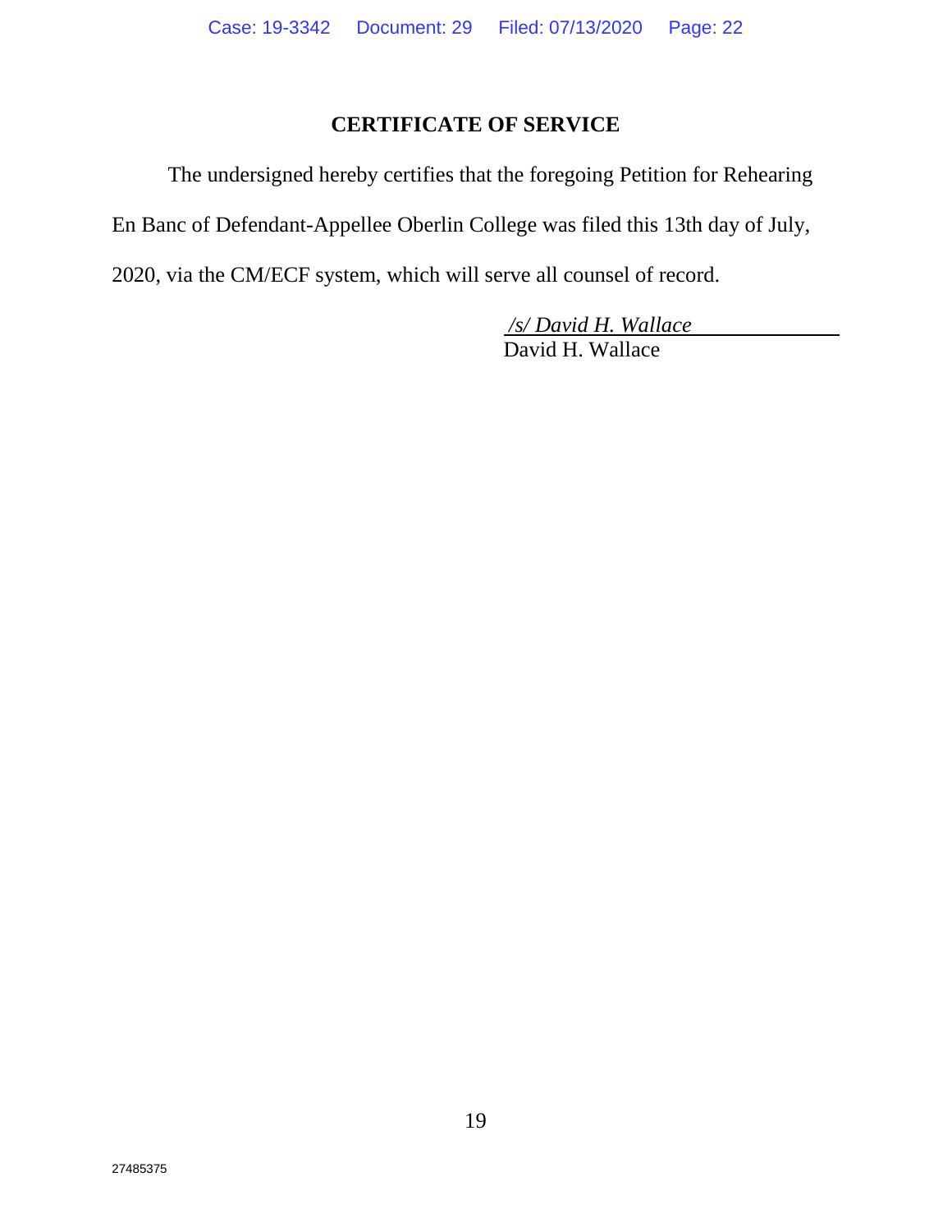## CERTIFICATE OF SERVICE

The undersigned hereby certifies that the foregoing Petition for Rehearing En Banc of Defendant-Appellee Oberlin College was filed this 13th day of July, 2020, via the CM/ECF system, which will serve all counsel of record.

*/s/ David H. Wallace*
David H. Wallace

27485375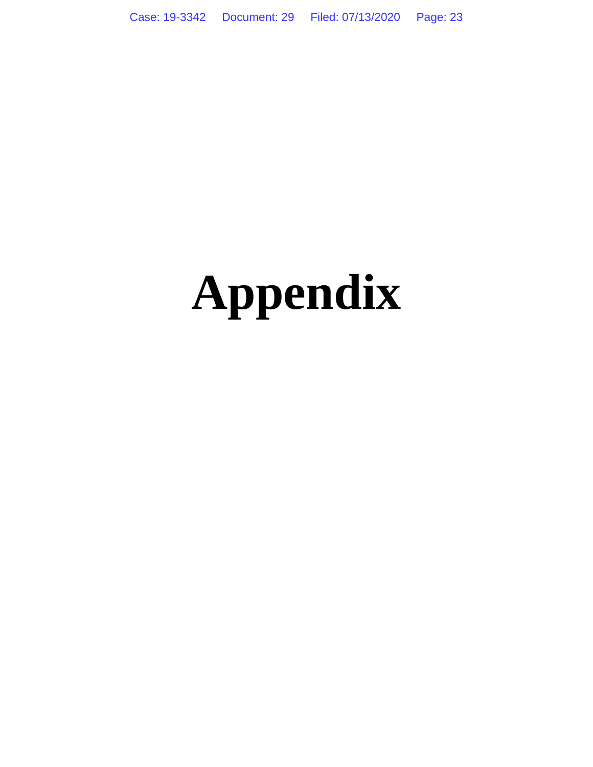# Appendix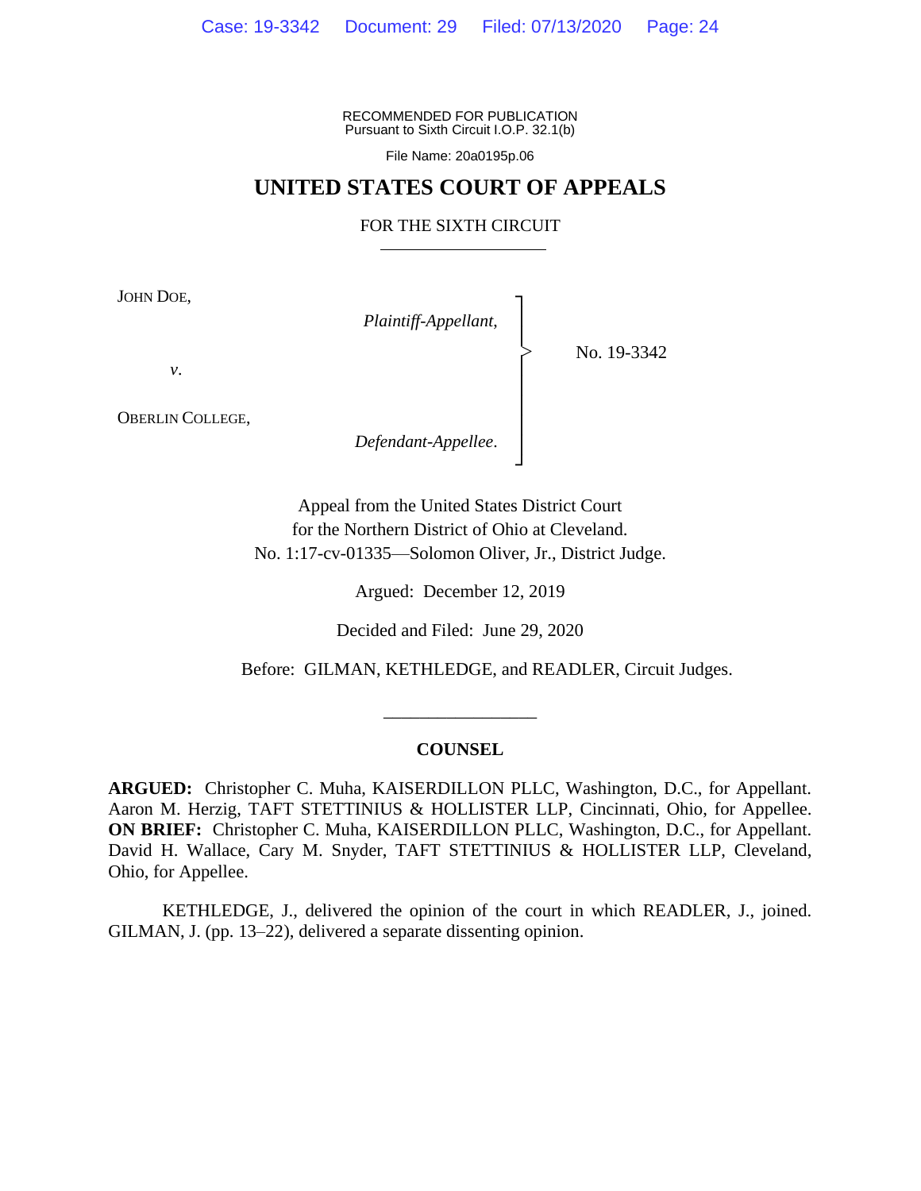RECOMMENDED FOR PUBLICATION
Pursuant to Sixth Circuit I.O.P. 32.1(b)

File Name: 20a0195p.06

# UNITED STATES COURT OF APPEALS

## FOR THE SIXTH CIRCUIT

JOHN DOE,

*Plaintiff-Appellant*,

*v*.

OBERLIN COLLEGE,

*Defendant-Appellee*.

No. 19-3342

Appeal from the United States District Court
for the Northern District of Ohio at Cleveland.
No. 1:17-cv-01335—Solomon Oliver, Jr., District Judge.

Argued: December 12, 2019

Decided and Filed: June 29, 2020

Before: GILMAN, KETHLEDGE, and READLER, Circuit Judges.

## COUNSEL

**ARGUED:** Christopher C. Muha, KAISERDILLON PLLC, Washington, D.C., for Appellant. Aaron M. Herzig, TAFT STETTINIUS & HOLLISTER LLP, Cincinnati, Ohio, for Appellee. **ON BRIEF:** Christopher C. Muha, KAISERDILLON PLLC, Washington, D.C., for Appellant. David H. Wallace, Cary M. Snyder, TAFT STETTINIUS & HOLLISTER LLP, Cleveland, Ohio, for Appellee.

KETHLEDGE, J., delivered the opinion of the court in which READLER, J., joined. GILMAN, J. (pp. 13–22), delivered a separate dissenting opinion.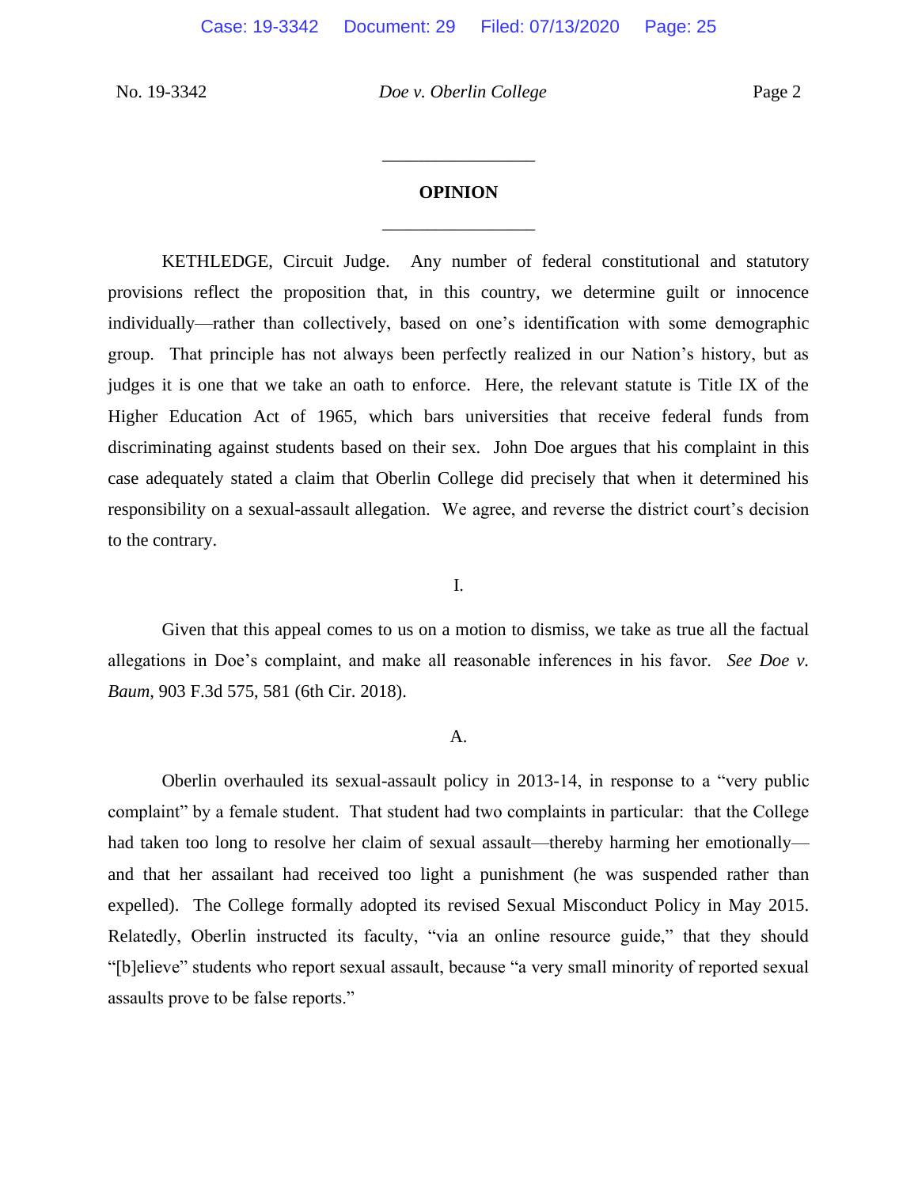## OPINION

KETHLEDGE, Circuit Judge. Any number of federal constitutional and statutory provisions reflect the proposition that, in this country, we determine guilt or innocence individually—rather than collectively, based on one's identification with some demographic group. That principle has not always been perfectly realized in our Nation's history, but as judges it is one that we take an oath to enforce. Here, the relevant statute is Title IX of the Higher Education Act of 1965, which bars universities that receive federal funds from discriminating against students based on their sex. John Doe argues that his complaint in this case adequately stated a claim that Oberlin College did precisely that when it determined his responsibility on a sexual-assault allegation. We agree, and reverse the district court's decision to the contrary.

### I.

Given that this appeal comes to us on a motion to dismiss, we take as true all the factual allegations in Doe's complaint, and make all reasonable inferences in his favor. *See Doe v. Baum*, 903 F.3d 575, 581 (6th Cir. 2018).

### A.

Oberlin overhauled its sexual-assault policy in 2013-14, in response to a "very public complaint" by a female student. That student had two complaints in particular: that the College had taken too long to resolve her claim of sexual assault—thereby harming her emotionally—and that her assailant had received too light a punishment (he was suspended rather than expelled). The College formally adopted its revised Sexual Misconduct Policy in May 2015. Relatedly, Oberlin instructed its faculty, "via an online resource guide," that they should "[b]elieve" students who report sexual assault, because "a very small minority of reported sexual assaults prove to be false reports."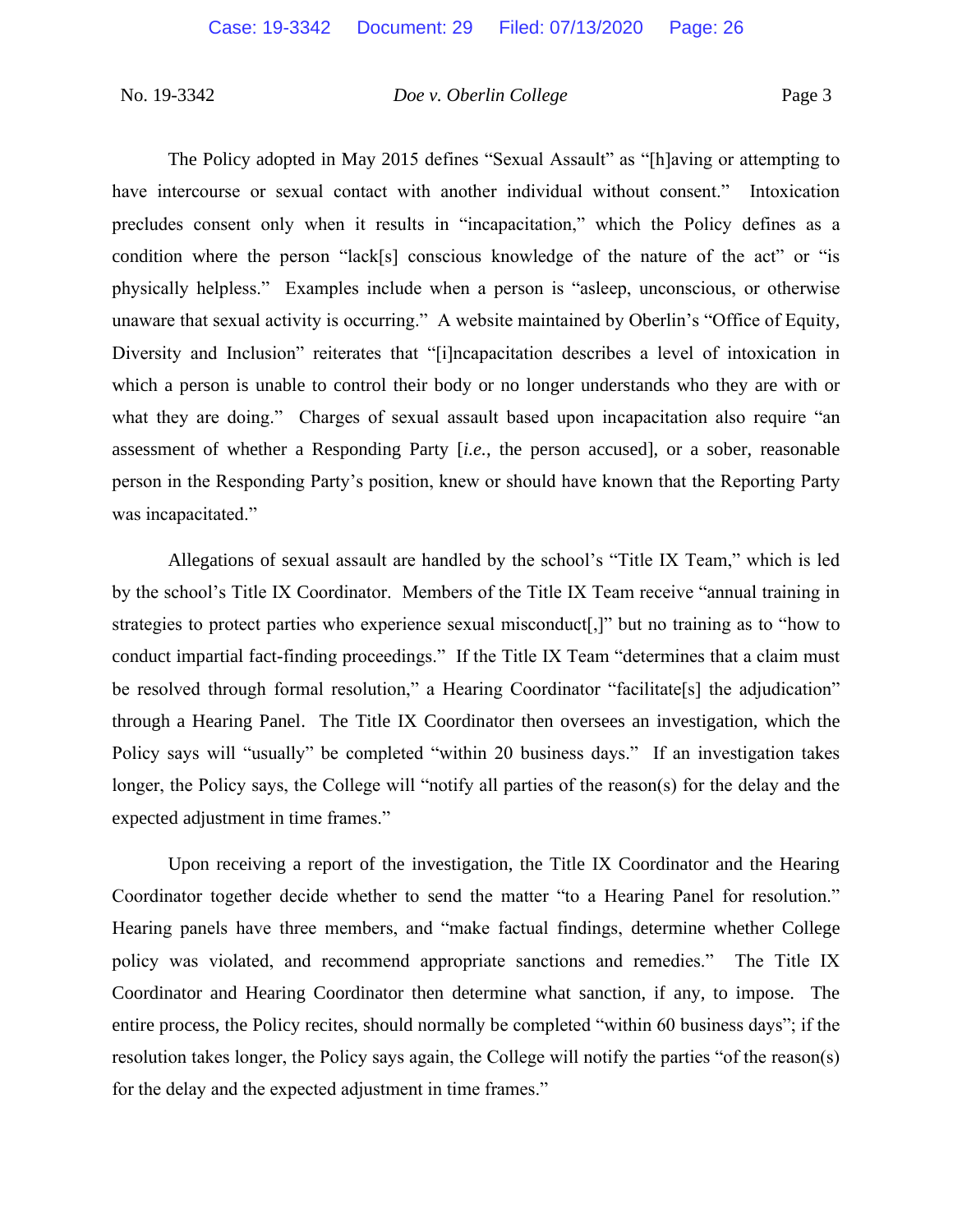The Policy adopted in May 2015 defines "Sexual Assault" as "[h]aving or attempting to have intercourse or sexual contact with another individual without consent." Intoxication precludes consent only when it results in "incapacitation," which the Policy defines as a condition where the person "lack[s] conscious knowledge of the nature of the act" or "is physically helpless." Examples include when a person is "asleep, unconscious, or otherwise unaware that sexual activity is occurring." A website maintained by Oberlin's "Office of Equity, Diversity and Inclusion" reiterates that "[i]ncapacitation describes a level of intoxication in which a person is unable to control their body or no longer understands who they are with or what they are doing." Charges of sexual assault based upon incapacitation also require "an assessment of whether a Responding Party [*i.e.*, the person accused], or a sober, reasonable person in the Responding Party's position, knew or should have known that the Reporting Party was incapacitated."

Allegations of sexual assault are handled by the school's "Title IX Team," which is led by the school's Title IX Coordinator. Members of the Title IX Team receive "annual training in strategies to protect parties who experience sexual misconduct[,]" but no training as to "how to conduct impartial fact-finding proceedings." If the Title IX Team "determines that a claim must be resolved through formal resolution," a Hearing Coordinator "facilitate[s] the adjudication" through a Hearing Panel. The Title IX Coordinator then oversees an investigation, which the Policy says will "usually" be completed "within 20 business days." If an investigation takes longer, the Policy says, the College will "notify all parties of the reason(s) for the delay and the expected adjustment in time frames."

Upon receiving a report of the investigation, the Title IX Coordinator and the Hearing Coordinator together decide whether to send the matter "to a Hearing Panel for resolution." Hearing panels have three members, and "make factual findings, determine whether College policy was violated, and recommend appropriate sanctions and remedies." The Title IX Coordinator and Hearing Coordinator then determine what sanction, if any, to impose. The entire process, the Policy recites, should normally be completed "within 60 business days"; if the resolution takes longer, the Policy says again, the College will notify the parties "of the reason(s) for the delay and the expected adjustment in time frames."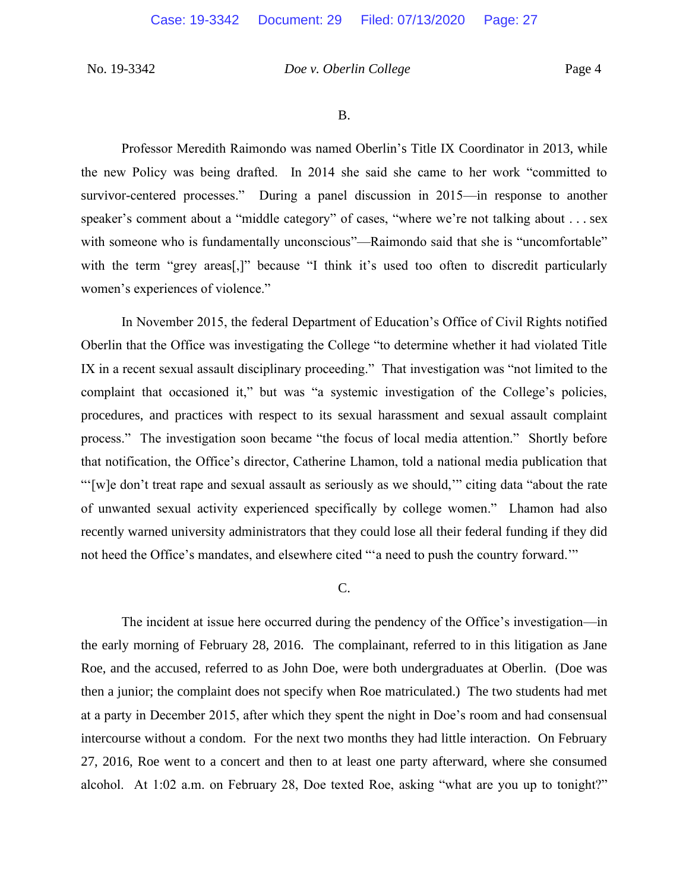B.

Professor Meredith Raimondo was named Oberlin's Title IX Coordinator in 2013, while the new Policy was being drafted. In 2014 she said she came to her work "committed to survivor-centered processes." During a panel discussion in 2015—in response to another speaker's comment about a "middle category" of cases, "where we're not talking about . . . sex with someone who is fundamentally unconscious"—Raimondo said that she is "uncomfortable" with the term "grey areas[,]" because "I think it's used too often to discredit particularly women's experiences of violence."

In November 2015, the federal Department of Education's Office of Civil Rights notified Oberlin that the Office was investigating the College "to determine whether it had violated Title IX in a recent sexual assault disciplinary proceeding." That investigation was "not limited to the complaint that occasioned it," but was "a systemic investigation of the College's policies, procedures, and practices with respect to its sexual harassment and sexual assault complaint process." The investigation soon became "the focus of local media attention." Shortly before that notification, the Office's director, Catherine Lhamon, told a national media publication that "'[w]e don't treat rape and sexual assault as seriously as we should,'" citing data "about the rate of unwanted sexual activity experienced specifically by college women." Lhamon had also recently warned university administrators that they could lose all their federal funding if they did not heed the Office's mandates, and elsewhere cited "'a need to push the country forward.'"

C.

The incident at issue here occurred during the pendency of the Office's investigation—in the early morning of February 28, 2016. The complainant, referred to in this litigation as Jane Roe, and the accused, referred to as John Doe, were both undergraduates at Oberlin. (Doe was then a junior; the complaint does not specify when Roe matriculated.) The two students had met at a party in December 2015, after which they spent the night in Doe's room and had consensual intercourse without a condom. For the next two months they had little interaction. On February 27, 2016, Roe went to a concert and then to at least one party afterward, where she consumed alcohol. At 1:02 a.m. on February 28, Doe texted Roe, asking "what are you up to tonight?"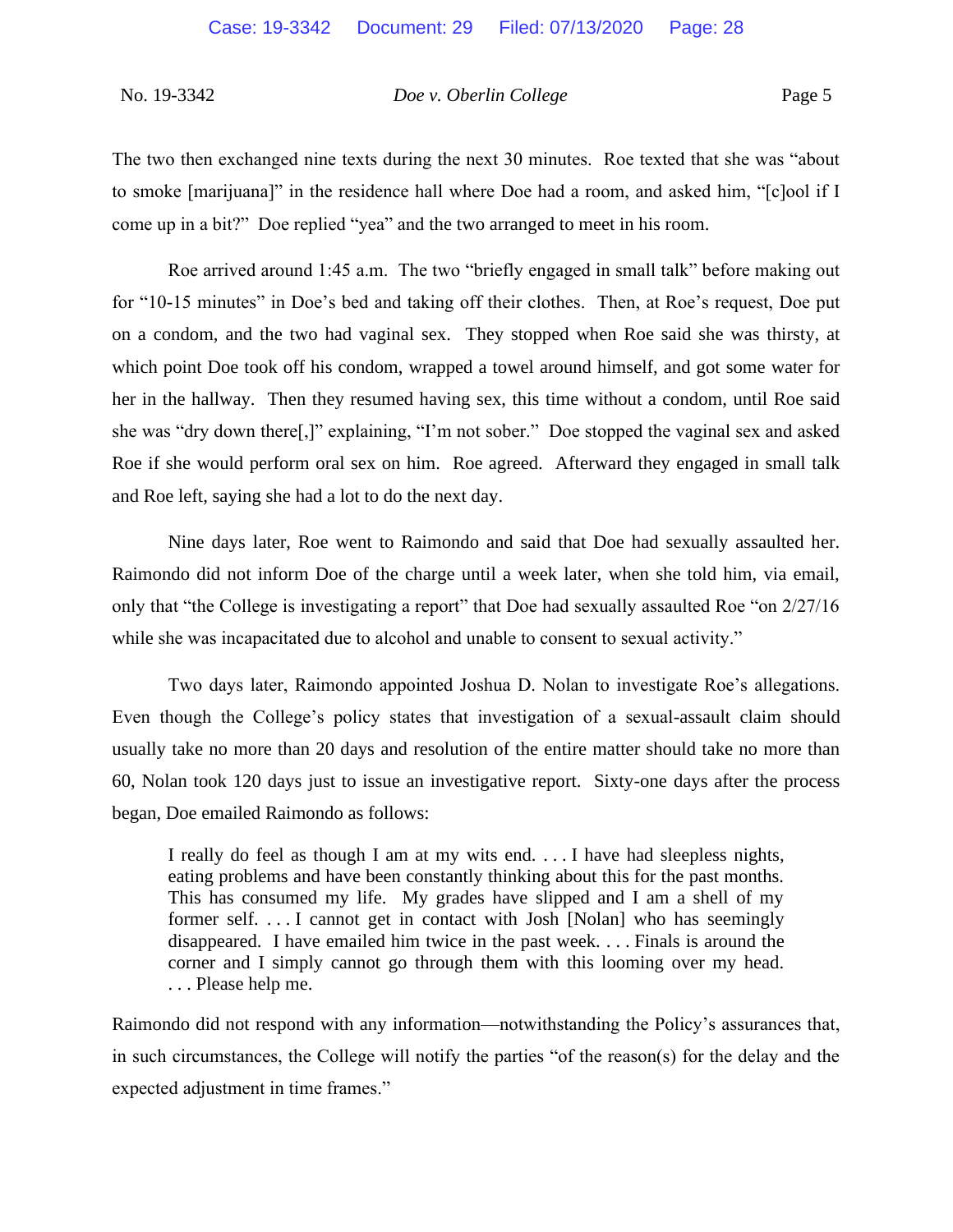The two then exchanged nine texts during the next 30 minutes. Roe texted that she was "about to smoke [marijuana]" in the residence hall where Doe had a room, and asked him, "[c]ool if I come up in a bit?" Doe replied "yea" and the two arranged to meet in his room.

Roe arrived around 1:45 a.m. The two "briefly engaged in small talk" before making out for "10-15 minutes" in Doe's bed and taking off their clothes. Then, at Roe's request, Doe put on a condom, and the two had vaginal sex. They stopped when Roe said she was thirsty, at which point Doe took off his condom, wrapped a towel around himself, and got some water for her in the hallway. Then they resumed having sex, this time without a condom, until Roe said she was "dry down there[,]" explaining, "I'm not sober." Doe stopped the vaginal sex and asked Roe if she would perform oral sex on him. Roe agreed. Afterward they engaged in small talk and Roe left, saying she had a lot to do the next day.

Nine days later, Roe went to Raimondo and said that Doe had sexually assaulted her. Raimondo did not inform Doe of the charge until a week later, when she told him, via email, only that "the College is investigating a report" that Doe had sexually assaulted Roe "on 2/27/16 while she was incapacitated due to alcohol and unable to consent to sexual activity."

Two days later, Raimondo appointed Joshua D. Nolan to investigate Roe's allegations. Even though the College's policy states that investigation of a sexual-assault claim should usually take no more than 20 days and resolution of the entire matter should take no more than 60, Nolan took 120 days just to issue an investigative report. Sixty-one days after the process began, Doe emailed Raimondo as follows:

> I really do feel as though I am at my wits end. . . . I have had sleepless nights, eating problems and have been constantly thinking about this for the past months. This has consumed my life. My grades have slipped and I am a shell of my former self. . . . I cannot get in contact with Josh [Nolan] who has seemingly disappeared. I have emailed him twice in the past week. . . . Finals is around the corner and I simply cannot go through them with this looming over my head. . . . Please help me.

Raimondo did not respond with any information—notwithstanding the Policy's assurances that, in such circumstances, the College will notify the parties "of the reason(s) for the delay and the expected adjustment in time frames."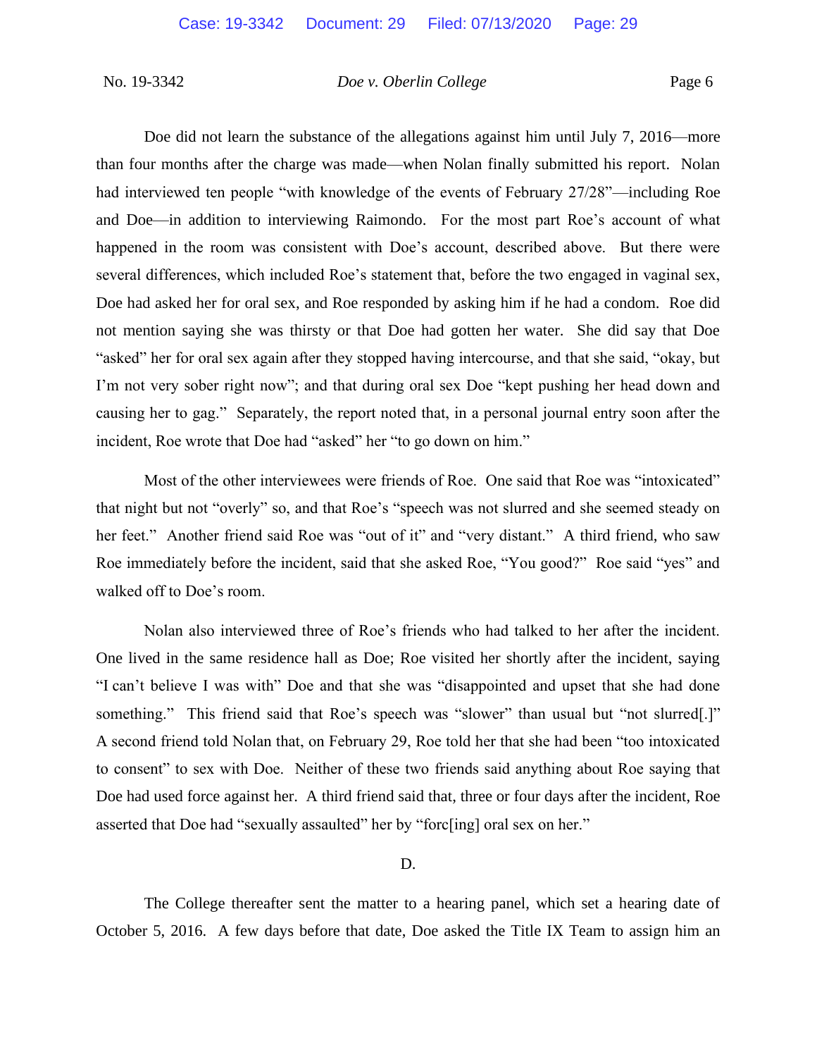Doe did not learn the substance of the allegations against him until July 7, 2016—more than four months after the charge was made—when Nolan finally submitted his report. Nolan had interviewed ten people "with knowledge of the events of February 27/28"—including Roe and Doe—in addition to interviewing Raimondo. For the most part Roe's account of what happened in the room was consistent with Doe's account, described above. But there were several differences, which included Roe's statement that, before the two engaged in vaginal sex, Doe had asked her for oral sex, and Roe responded by asking him if he had a condom. Roe did not mention saying she was thirsty or that Doe had gotten her water. She did say that Doe "asked" her for oral sex again after they stopped having intercourse, and that she said, "okay, but I'm not very sober right now"; and that during oral sex Doe "kept pushing her head down and causing her to gag." Separately, the report noted that, in a personal journal entry soon after the incident, Roe wrote that Doe had "asked" her "to go down on him."

Most of the other interviewees were friends of Roe. One said that Roe was "intoxicated" that night but not "overly" so, and that Roe's "speech was not slurred and she seemed steady on her feet." Another friend said Roe was "out of it" and "very distant." A third friend, who saw Roe immediately before the incident, said that she asked Roe, "You good?" Roe said "yes" and walked off to Doe's room.

Nolan also interviewed three of Roe's friends who had talked to her after the incident. One lived in the same residence hall as Doe; Roe visited her shortly after the incident, saying "I can't believe I was with" Doe and that she was "disappointed and upset that she had done something." This friend said that Roe's speech was "slower" than usual but "not slurred[.]" A second friend told Nolan that, on February 29, Roe told her that she had been "too intoxicated to consent" to sex with Doe. Neither of these two friends said anything about Roe saying that Doe had used force against her. A third friend said that, three or four days after the incident, Roe asserted that Doe had "sexually assaulted" her by "forc[ing] oral sex on her."

D.

The College thereafter sent the matter to a hearing panel, which set a hearing date of October 5, 2016. A few days before that date, Doe asked the Title IX Team to assign him an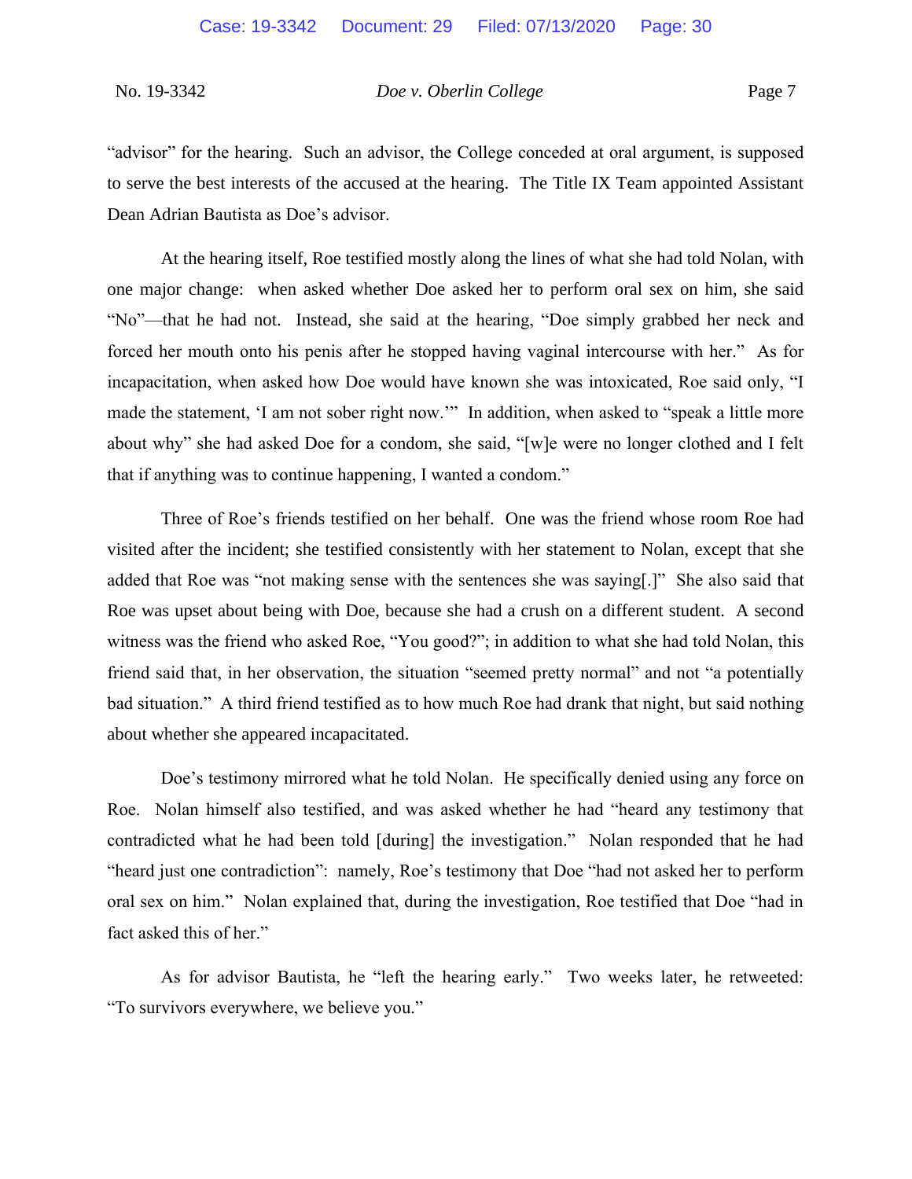"advisor" for the hearing. Such an advisor, the College conceded at oral argument, is supposed to serve the best interests of the accused at the hearing. The Title IX Team appointed Assistant Dean Adrian Bautista as Doe's advisor.

At the hearing itself, Roe testified mostly along the lines of what she had told Nolan, with one major change: when asked whether Doe asked her to perform oral sex on him, she said "No"—that he had not. Instead, she said at the hearing, "Doe simply grabbed her neck and forced her mouth onto his penis after he stopped having vaginal intercourse with her." As for incapacitation, when asked how Doe would have known she was intoxicated, Roe said only, "I made the statement, 'I am not sober right now.'" In addition, when asked to "speak a little more about why" she had asked Doe for a condom, she said, "[w]e were no longer clothed and I felt that if anything was to continue happening, I wanted a condom."

Three of Roe's friends testified on her behalf. One was the friend whose room Roe had visited after the incident; she testified consistently with her statement to Nolan, except that she added that Roe was "not making sense with the sentences she was saying[.]" She also said that Roe was upset about being with Doe, because she had a crush on a different student. A second witness was the friend who asked Roe, "You good?"; in addition to what she had told Nolan, this friend said that, in her observation, the situation "seemed pretty normal" and not "a potentially bad situation." A third friend testified as to how much Roe had drank that night, but said nothing about whether she appeared incapacitated.

Doe's testimony mirrored what he told Nolan. He specifically denied using any force on Roe. Nolan himself also testified, and was asked whether he had "heard any testimony that contradicted what he had been told [during] the investigation." Nolan responded that he had "heard just one contradiction": namely, Roe's testimony that Doe "had not asked her to perform oral sex on him." Nolan explained that, during the investigation, Roe testified that Doe "had in fact asked this of her."

As for advisor Bautista, he "left the hearing early." Two weeks later, he retweeted: "To survivors everywhere, we believe you."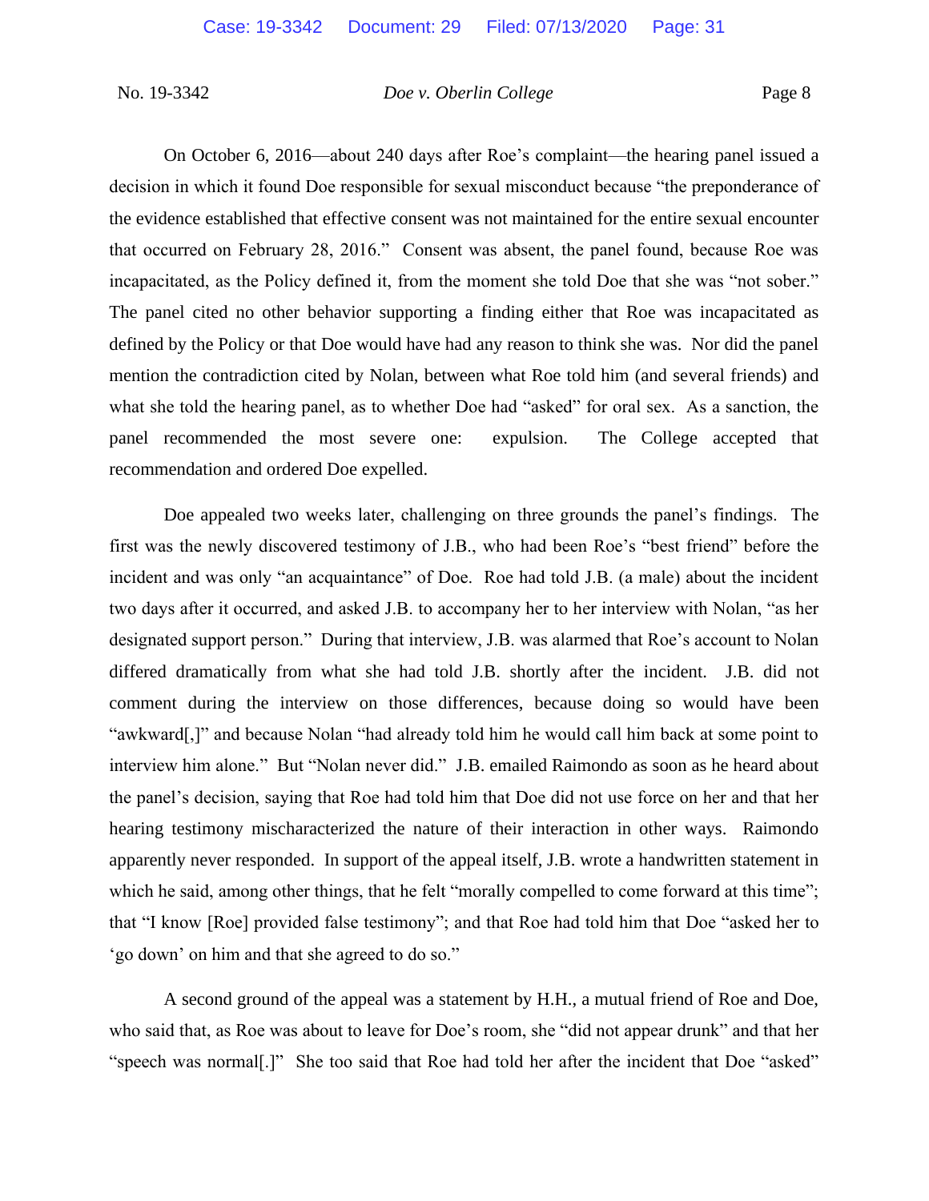On October 6, 2016—about 240 days after Roe's complaint—the hearing panel issued a decision in which it found Doe responsible for sexual misconduct because "the preponderance of the evidence established that effective consent was not maintained for the entire sexual encounter that occurred on February 28, 2016." Consent was absent, the panel found, because Roe was incapacitated, as the Policy defined it, from the moment she told Doe that she was "not sober." The panel cited no other behavior supporting a finding either that Roe was incapacitated as defined by the Policy or that Doe would have had any reason to think she was. Nor did the panel mention the contradiction cited by Nolan, between what Roe told him (and several friends) and what she told the hearing panel, as to whether Doe had "asked" for oral sex. As a sanction, the panel recommended the most severe one: expulsion. The College accepted that recommendation and ordered Doe expelled.

Doe appealed two weeks later, challenging on three grounds the panel's findings. The first was the newly discovered testimony of J.B., who had been Roe's "best friend" before the incident and was only "an acquaintance" of Doe. Roe had told J.B. (a male) about the incident two days after it occurred, and asked J.B. to accompany her to her interview with Nolan, "as her designated support person." During that interview, J.B. was alarmed that Roe's account to Nolan differed dramatically from what she had told J.B. shortly after the incident. J.B. did not comment during the interview on those differences, because doing so would have been "awkward[,]" and because Nolan "had already told him he would call him back at some point to interview him alone." But "Nolan never did." J.B. emailed Raimondo as soon as he heard about the panel's decision, saying that Roe had told him that Doe did not use force on her and that her hearing testimony mischaracterized the nature of their interaction in other ways. Raimondo apparently never responded. In support of the appeal itself, J.B. wrote a handwritten statement in which he said, among other things, that he felt "morally compelled to come forward at this time"; that "I know [Roe] provided false testimony"; and that Roe had told him that Doe "asked her to 'go down' on him and that she agreed to do so."

A second ground of the appeal was a statement by H.H., a mutual friend of Roe and Doe, who said that, as Roe was about to leave for Doe's room, she "did not appear drunk" and that her "speech was normal[.]" She too said that Roe had told her after the incident that Doe "asked"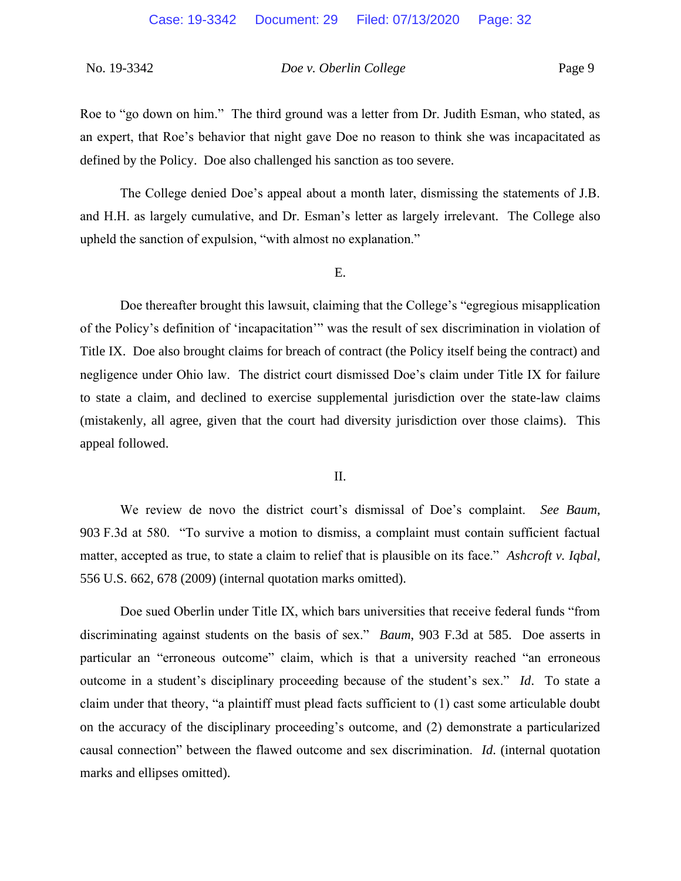Roe to "go down on him." The third ground was a letter from Dr. Judith Esman, who stated, as an expert, that Roe's behavior that night gave Doe no reason to think she was incapacitated as defined by the Policy. Doe also challenged his sanction as too severe.

The College denied Doe's appeal about a month later, dismissing the statements of J.B. and H.H. as largely cumulative, and Dr. Esman's letter as largely irrelevant. The College also upheld the sanction of expulsion, "with almost no explanation."

E.

Doe thereafter brought this lawsuit, claiming that the College's "egregious misapplication of the Policy's definition of 'incapacitation'" was the result of sex discrimination in violation of Title IX. Doe also brought claims for breach of contract (the Policy itself being the contract) and negligence under Ohio law. The district court dismissed Doe's claim under Title IX for failure to state a claim, and declined to exercise supplemental jurisdiction over the state-law claims (mistakenly, all agree, given that the court had diversity jurisdiction over those claims). This appeal followed.

II.

We review de novo the district court's dismissal of Doe's complaint. *See Baum*, 903 F.3d at 580. "To survive a motion to dismiss, a complaint must contain sufficient factual matter, accepted as true, to state a claim to relief that is plausible on its face." *Ashcroft v. Iqbal*, 556 U.S. 662, 678 (2009) (internal quotation marks omitted).

Doe sued Oberlin under Title IX, which bars universities that receive federal funds "from discriminating against students on the basis of sex." *Baum*, 903 F.3d at 585. Doe asserts in particular an "erroneous outcome" claim, which is that a university reached "an erroneous outcome in a student's disciplinary proceeding because of the student's sex." *Id*. To state a claim under that theory, "a plaintiff must plead facts sufficient to (1) cast some articulable doubt on the accuracy of the disciplinary proceeding's outcome, and (2) demonstrate a particularized causal connection" between the flawed outcome and sex discrimination. *Id*. (internal quotation marks and ellipses omitted).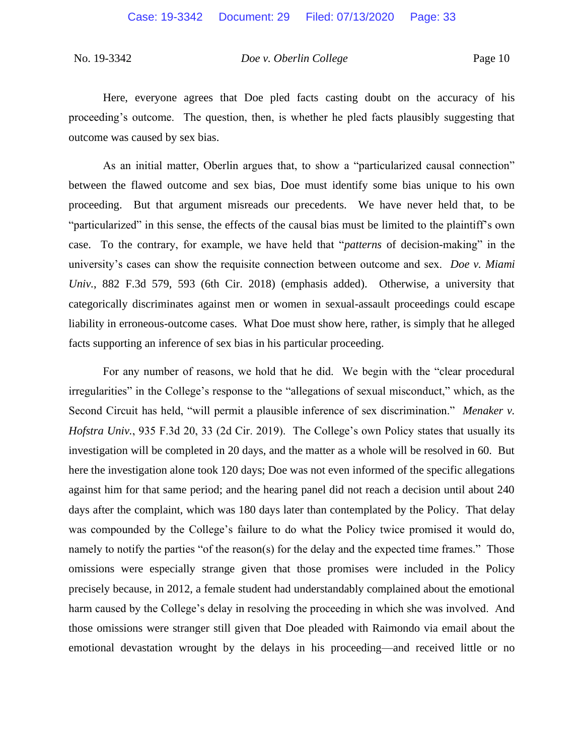Here, everyone agrees that Doe pled facts casting doubt on the accuracy of his proceeding's outcome. The question, then, is whether he pled facts plausibly suggesting that outcome was caused by sex bias.

As an initial matter, Oberlin argues that, to show a "particularized causal connection" between the flawed outcome and sex bias, Doe must identify some bias unique to his own proceeding. But that argument misreads our precedents. We have never held that, to be "particularized" in this sense, the effects of the causal bias must be limited to the plaintiff's own case. To the contrary, for example, we have held that "*patterns* of decision-making" in the university's cases can show the requisite connection between outcome and sex. *Doe v. Miami Univ.*, 882 F.3d 579, 593 (6th Cir. 2018) (emphasis added). Otherwise, a university that categorically discriminates against men or women in sexual-assault proceedings could escape liability in erroneous-outcome cases. What Doe must show here, rather, is simply that he alleged facts supporting an inference of sex bias in his particular proceeding.

For any number of reasons, we hold that he did. We begin with the "clear procedural irregularities" in the College's response to the "allegations of sexual misconduct," which, as the Second Circuit has held, "will permit a plausible inference of sex discrimination." *Menaker v. Hofstra Univ.*, 935 F.3d 20, 33 (2d Cir. 2019). The College's own Policy states that usually its investigation will be completed in 20 days, and the matter as a whole will be resolved in 60. But here the investigation alone took 120 days; Doe was not even informed of the specific allegations against him for that same period; and the hearing panel did not reach a decision until about 240 days after the complaint, which was 180 days later than contemplated by the Policy. That delay was compounded by the College's failure to do what the Policy twice promised it would do, namely to notify the parties "of the reason(s) for the delay and the expected time frames." Those omissions were especially strange given that those promises were included in the Policy precisely because, in 2012, a female student had understandably complained about the emotional harm caused by the College's delay in resolving the proceeding in which she was involved. And those omissions were stranger still given that Doe pleaded with Raimondo via email about the emotional devastation wrought by the delays in his proceeding—and received little or no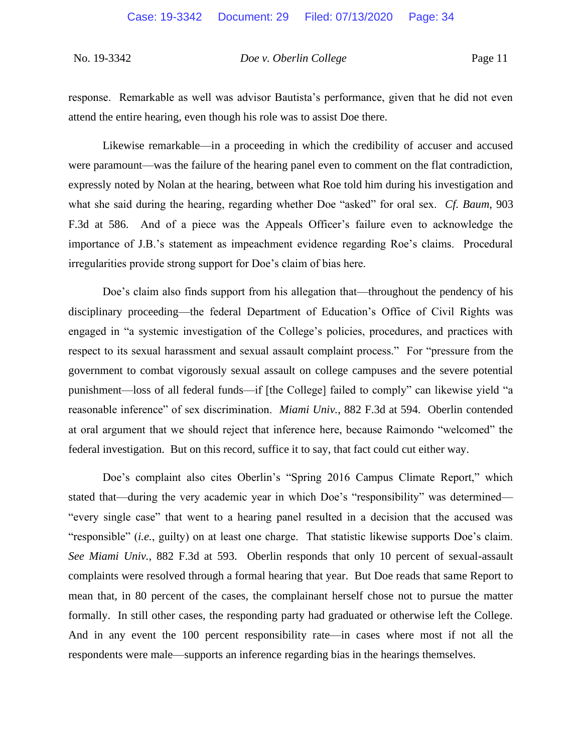response. Remarkable as well was advisor Bautista's performance, given that he did not even attend the entire hearing, even though his role was to assist Doe there.

Likewise remarkable—in a proceeding in which the credibility of accuser and accused were paramount—was the failure of the hearing panel even to comment on the flat contradiction, expressly noted by Nolan at the hearing, between what Roe told him during his investigation and what she said during the hearing, regarding whether Doe "asked" for oral sex. *Cf. Baum*, 903 F.3d at 586. And of a piece was the Appeals Officer's failure even to acknowledge the importance of J.B.'s statement as impeachment evidence regarding Roe's claims. Procedural irregularities provide strong support for Doe's claim of bias here.

Doe's claim also finds support from his allegation that—throughout the pendency of his disciplinary proceeding—the federal Department of Education's Office of Civil Rights was engaged in "a systemic investigation of the College's policies, procedures, and practices with respect to its sexual harassment and sexual assault complaint process." For "pressure from the government to combat vigorously sexual assault on college campuses and the severe potential punishment—loss of all federal funds—if [the College] failed to comply" can likewise yield "a reasonable inference" of sex discrimination. *Miami Univ.*, 882 F.3d at 594. Oberlin contended at oral argument that we should reject that inference here, because Raimondo "welcomed" the federal investigation. But on this record, suffice it to say, that fact could cut either way.

Doe's complaint also cites Oberlin's "Spring 2016 Campus Climate Report," which stated that—during the very academic year in which Doe's "responsibility" was determined—"every single case" that went to a hearing panel resulted in a decision that the accused was "responsible" (*i.e.*, guilty) on at least one charge. That statistic likewise supports Doe's claim. *See Miami Univ.*, 882 F.3d at 593. Oberlin responds that only 10 percent of sexual-assault complaints were resolved through a formal hearing that year. But Doe reads that same Report to mean that, in 80 percent of the cases, the complainant herself chose not to pursue the matter formally. In still other cases, the responding party had graduated or otherwise left the College. And in any event the 100 percent responsibility rate—in cases where most if not all the respondents were male—supports an inference regarding bias in the hearings themselves.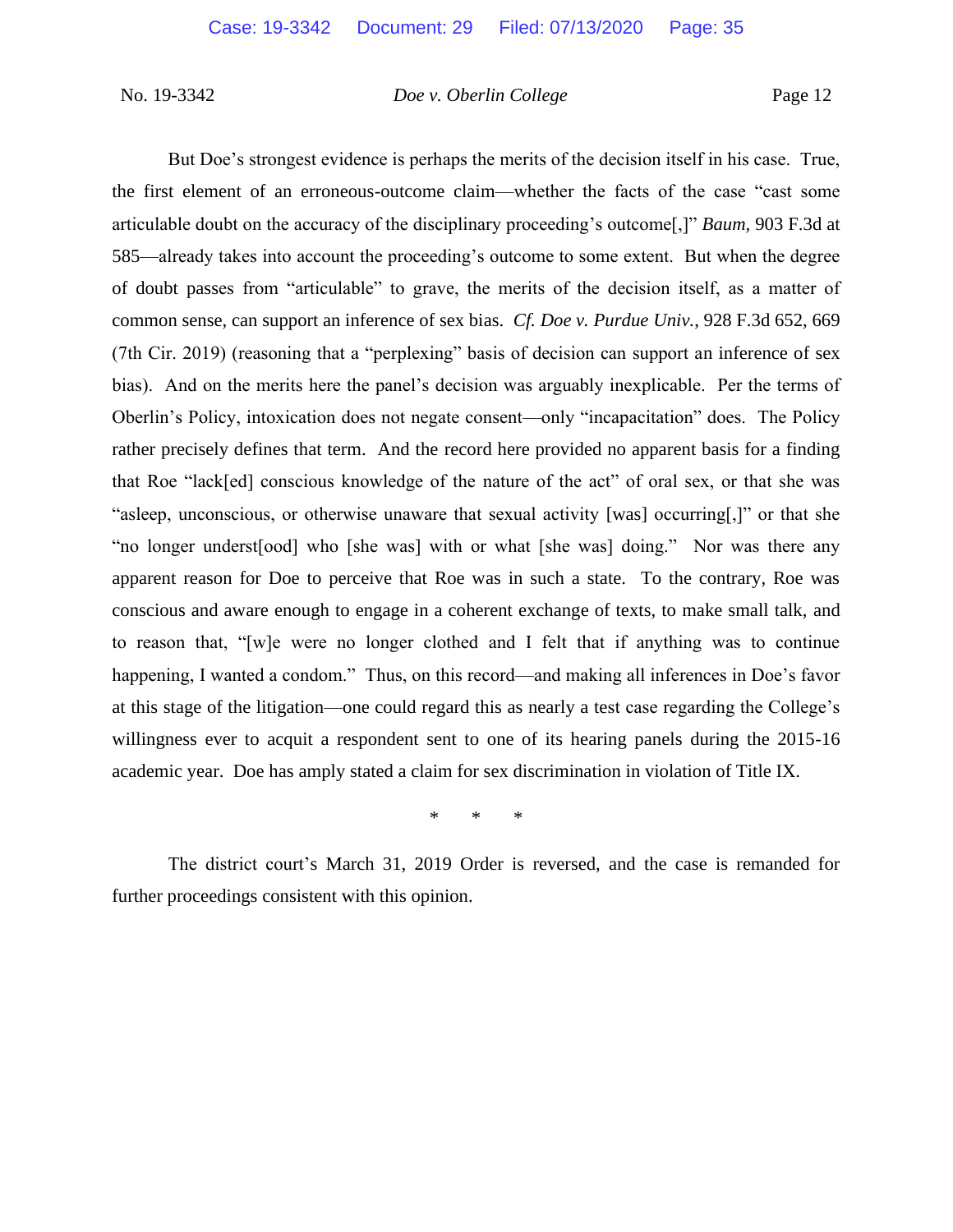But Doe's strongest evidence is perhaps the merits of the decision itself in his case. True, the first element of an erroneous-outcome claim—whether the facts of the case "cast some articulable doubt on the accuracy of the disciplinary proceeding's outcome[,]" *Baum*, 903 F.3d at 585—already takes into account the proceeding's outcome to some extent. But when the degree of doubt passes from "articulable" to grave, the merits of the decision itself, as a matter of common sense, can support an inference of sex bias. *Cf. Doe v. Purdue Univ.*, 928 F.3d 652, 669 (7th Cir. 2019) (reasoning that a "perplexing" basis of decision can support an inference of sex bias). And on the merits here the panel's decision was arguably inexplicable. Per the terms of Oberlin's Policy, intoxication does not negate consent—only "incapacitation" does. The Policy rather precisely defines that term. And the record here provided no apparent basis for a finding that Roe "lack[ed] conscious knowledge of the nature of the act" of oral sex, or that she was "asleep, unconscious, or otherwise unaware that sexual activity [was] occurring[,]" or that she "no longer underst[ood] who [she was] with or what [she was] doing." Nor was there any apparent reason for Doe to perceive that Roe was in such a state. To the contrary, Roe was conscious and aware enough to engage in a coherent exchange of texts, to make small talk, and to reason that, "[w]e were no longer clothed and I felt that if anything was to continue happening, I wanted a condom." Thus, on this record—and making all inferences in Doe's favor at this stage of the litigation—one could regard this as nearly a test case regarding the College's willingness ever to acquit a respondent sent to one of its hearing panels during the 2015-16 academic year. Doe has amply stated a claim for sex discrimination in violation of Title IX.

\* \* \*

The district court's March 31, 2019 Order is reversed, and the case is remanded for further proceedings consistent with this opinion.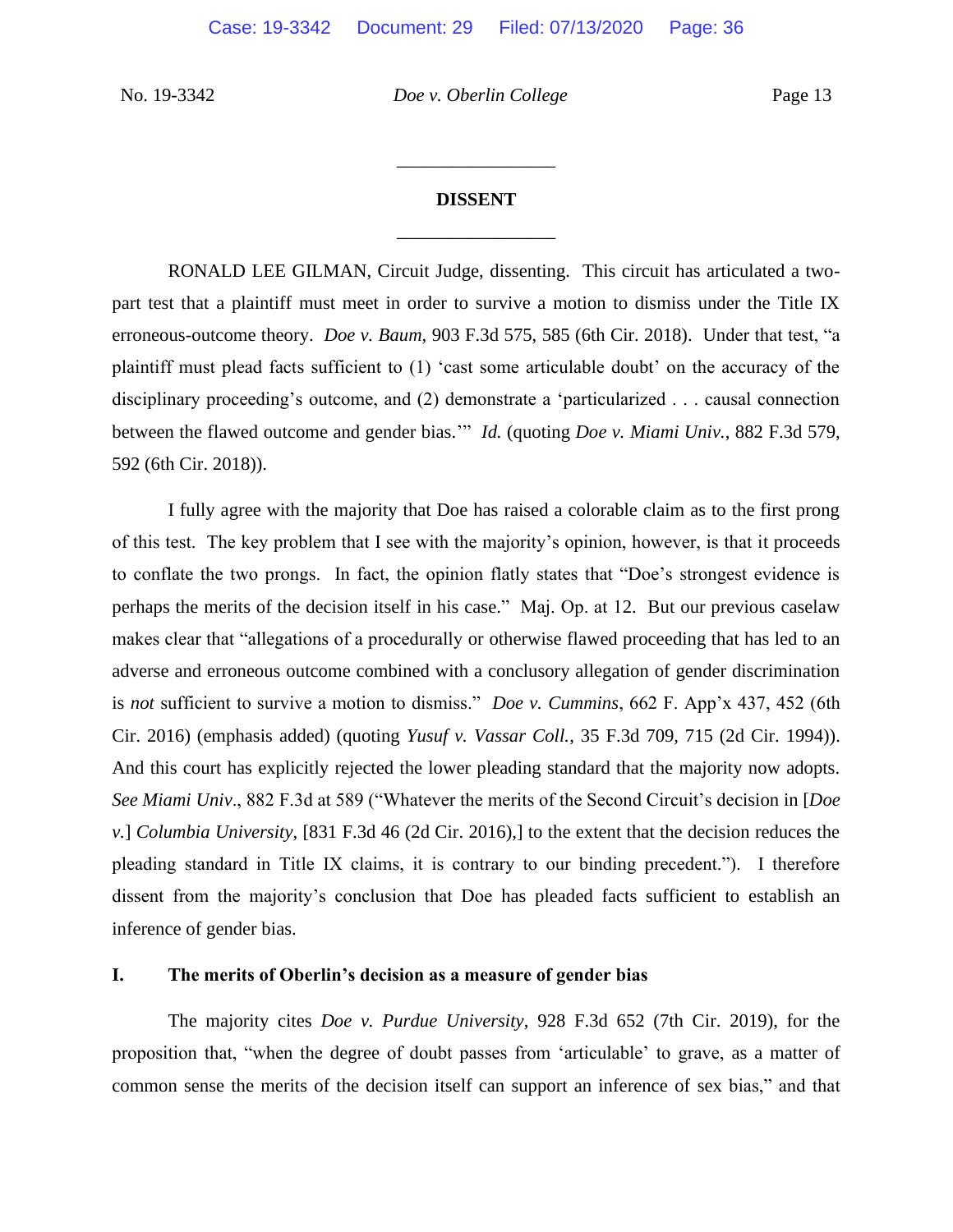## DISSENT

RONALD LEE GILMAN, Circuit Judge, dissenting. This circuit has articulated a two-part test that a plaintiff must meet in order to survive a motion to dismiss under the Title IX erroneous-outcome theory. *Doe v. Baum*, 903 F.3d 575, 585 (6th Cir. 2018). Under that test, "a plaintiff must plead facts sufficient to (1) 'cast some articulable doubt' on the accuracy of the disciplinary proceeding's outcome, and (2) demonstrate a 'particularized . . . causal connection between the flawed outcome and gender bias.'" *Id.* (quoting *Doe v. Miami Univ.*, 882 F.3d 579, 592 (6th Cir. 2018)).

I fully agree with the majority that Doe has raised a colorable claim as to the first prong of this test. The key problem that I see with the majority's opinion, however, is that it proceeds to conflate the two prongs. In fact, the opinion flatly states that "Doe's strongest evidence is perhaps the merits of the decision itself in his case." Maj. Op. at 12. But our previous caselaw makes clear that "allegations of a procedurally or otherwise flawed proceeding that has led to an adverse and erroneous outcome combined with a conclusory allegation of gender discrimination is *not* sufficient to survive a motion to dismiss." *Doe v. Cummins*, 662 F. App'x 437, 452 (6th Cir. 2016) (emphasis added) (quoting *Yusuf v. Vassar Coll.*, 35 F.3d 709, 715 (2d Cir. 1994)). And this court has explicitly rejected the lower pleading standard that the majority now adopts. *See Miami Univ*., 882 F.3d at 589 ("Whatever the merits of the Second Circuit's decision in [*Doe v.*] *Columbia University*, [831 F.3d 46 (2d Cir. 2016),] to the extent that the decision reduces the pleading standard in Title IX claims, it is contrary to our binding precedent."). I therefore dissent from the majority's conclusion that Doe has pleaded facts sufficient to establish an inference of gender bias.

### I. The merits of Oberlin's decision as a measure of gender bias

The majority cites *Doe v. Purdue University*, 928 F.3d 652 (7th Cir. 2019), for the proposition that, "when the degree of doubt passes from 'articulable' to grave, as a matter of common sense the merits of the decision itself can support an inference of sex bias," and that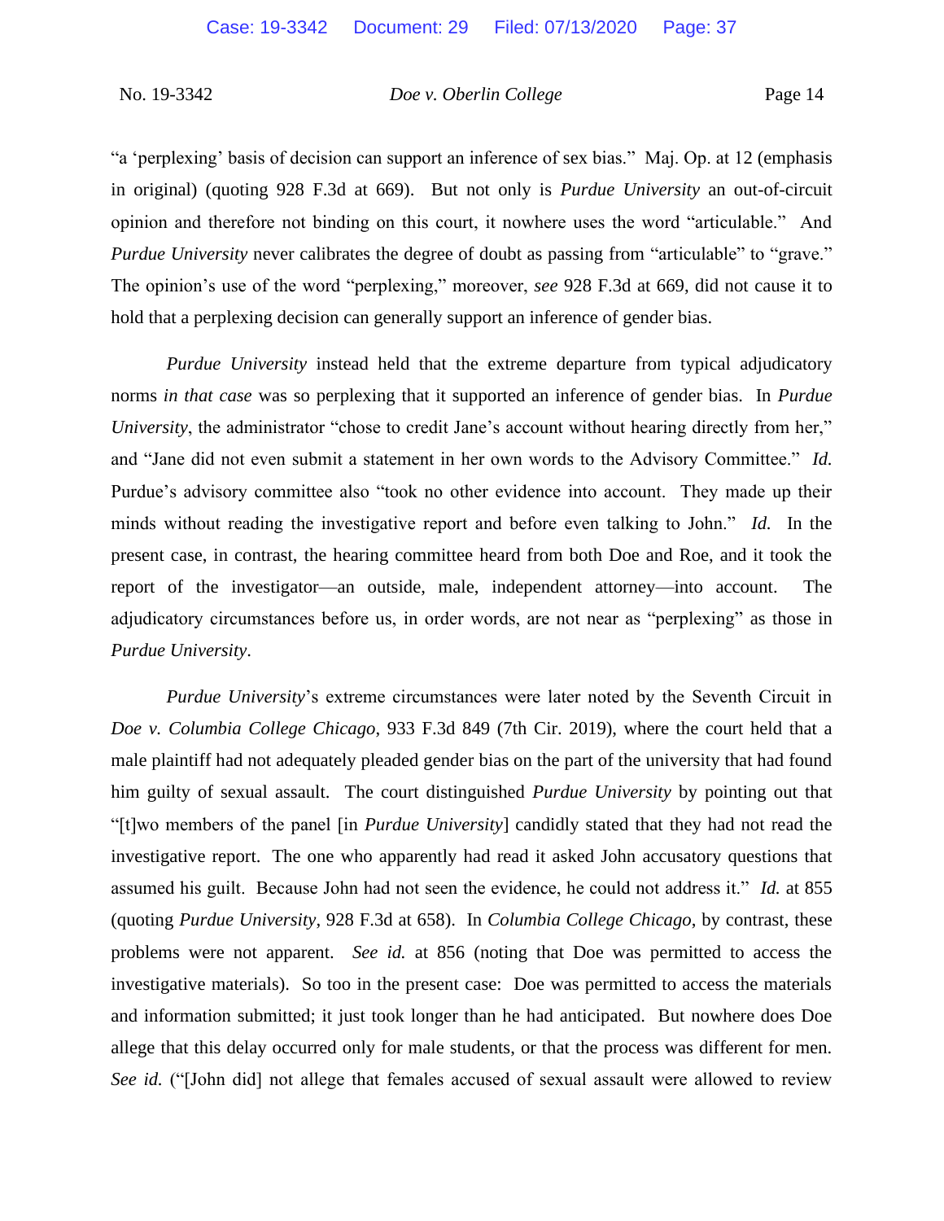"a 'perplexing' basis of decision can support an inference of sex bias." Maj. Op. at 12 (emphasis in original) (quoting 928 F.3d at 669). But not only is *Purdue University* an out-of-circuit opinion and therefore not binding on this court, it nowhere uses the word "articulable." And *Purdue University* never calibrates the degree of doubt as passing from "articulable" to "grave." The opinion's use of the word "perplexing," moreover, *see* 928 F.3d at 669, did not cause it to hold that a perplexing decision can generally support an inference of gender bias.

*Purdue University* instead held that the extreme departure from typical adjudicatory norms *in that case* was so perplexing that it supported an inference of gender bias. In *Purdue University*, the administrator "chose to credit Jane's account without hearing directly from her," and "Jane did not even submit a statement in her own words to the Advisory Committee." *Id.* Purdue's advisory committee also "took no other evidence into account. They made up their minds without reading the investigative report and before even talking to John." *Id.* In the present case, in contrast, the hearing committee heard from both Doe and Roe, and it took the report of the investigator—an outside, male, independent attorney—into account. The adjudicatory circumstances before us, in order words, are not near as "perplexing" as those in *Purdue University*.

*Purdue University*'s extreme circumstances were later noted by the Seventh Circuit in *Doe v. Columbia College Chicago*, 933 F.3d 849 (7th Cir. 2019), where the court held that a male plaintiff had not adequately pleaded gender bias on the part of the university that had found him guilty of sexual assault. The court distinguished *Purdue University* by pointing out that "[t]wo members of the panel [in *Purdue University*] candidly stated that they had not read the investigative report. The one who apparently had read it asked John accusatory questions that assumed his guilt. Because John had not seen the evidence, he could not address it." *Id.* at 855 (quoting *Purdue University*, 928 F.3d at 658). In *Columbia College Chicago*, by contrast, these problems were not apparent. *See id.* at 856 (noting that Doe was permitted to access the investigative materials). So too in the present case: Doe was permitted to access the materials and information submitted; it just took longer than he had anticipated. But nowhere does Doe allege that this delay occurred only for male students, or that the process was different for men. *See id.* ("[John did] not allege that females accused of sexual assault were allowed to review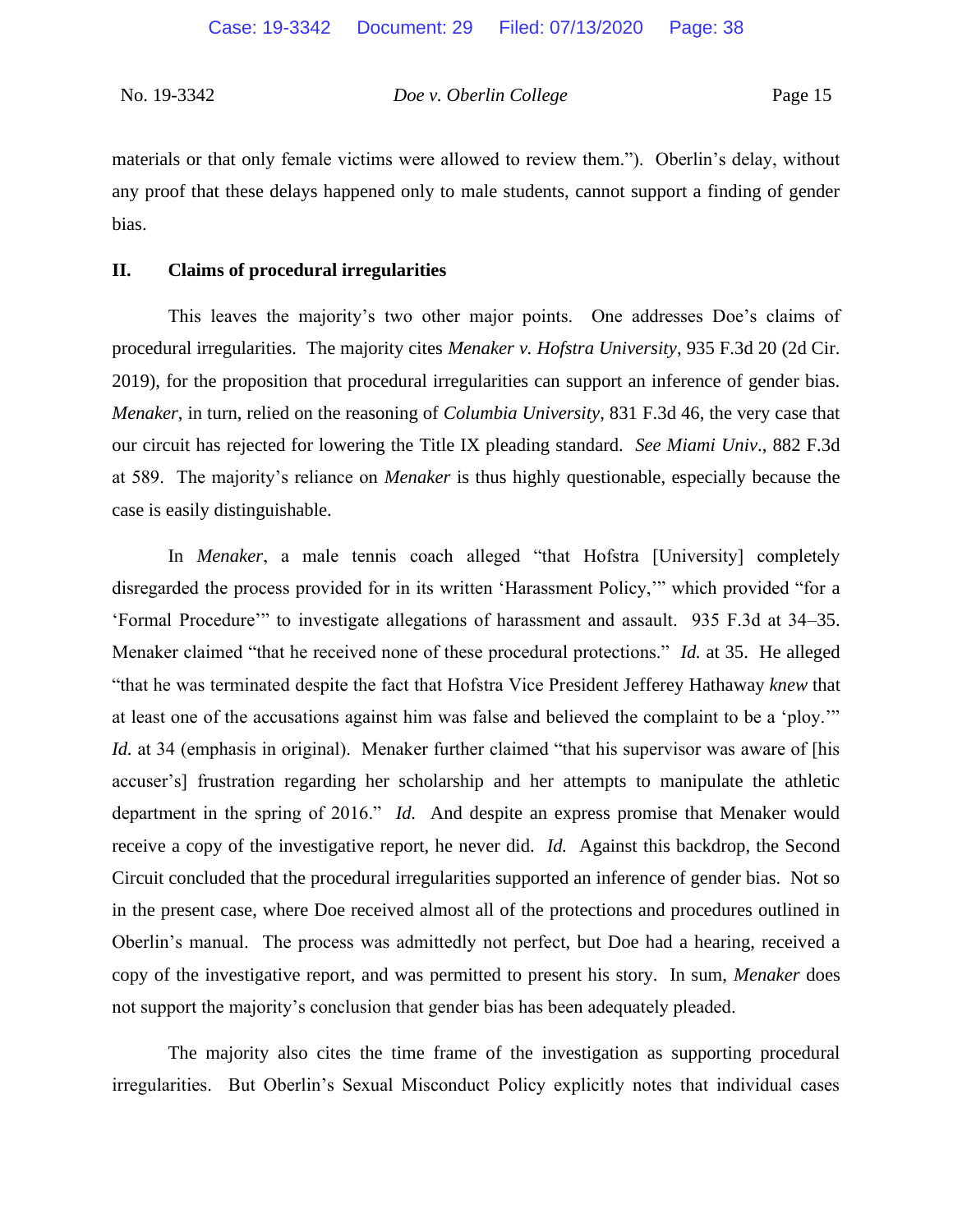materials or that only female victims were allowed to review them."). Oberlin's delay, without any proof that these delays happened only to male students, cannot support a finding of gender bias.

## II. Claims of procedural irregularities

This leaves the majority's two other major points. One addresses Doe's claims of procedural irregularities. The majority cites *Menaker v. Hofstra University*, 935 F.3d 20 (2d Cir. 2019), for the proposition that procedural irregularities can support an inference of gender bias. *Menaker*, in turn, relied on the reasoning of *Columbia University*, 831 F.3d 46, the very case that our circuit has rejected for lowering the Title IX pleading standard. *See Miami Univ.*, 882 F.3d at 589. The majority's reliance on *Menaker* is thus highly questionable, especially because the case is easily distinguishable.

In *Menaker*, a male tennis coach alleged "that Hofstra [University] completely disregarded the process provided for in its written 'Harassment Policy,'" which provided "for a 'Formal Procedure'" to investigate allegations of harassment and assault. 935 F.3d at 34–35. Menaker claimed "that he received none of these procedural protections." *Id.* at 35. He alleged "that he was terminated despite the fact that Hofstra Vice President Jefferey Hathaway *knew* that at least one of the accusations against him was false and believed the complaint to be a 'ploy.'" *Id.* at 34 (emphasis in original). Menaker further claimed "that his supervisor was aware of [his accuser's] frustration regarding her scholarship and her attempts to manipulate the athletic department in the spring of 2016." *Id.* And despite an express promise that Menaker would receive a copy of the investigative report, he never did. *Id.* Against this backdrop, the Second Circuit concluded that the procedural irregularities supported an inference of gender bias. Not so in the present case, where Doe received almost all of the protections and procedures outlined in Oberlin's manual. The process was admittedly not perfect, but Doe had a hearing, received a copy of the investigative report, and was permitted to present his story. In sum, *Menaker* does not support the majority's conclusion that gender bias has been adequately pleaded.

The majority also cites the time frame of the investigation as supporting procedural irregularities. But Oberlin's Sexual Misconduct Policy explicitly notes that individual cases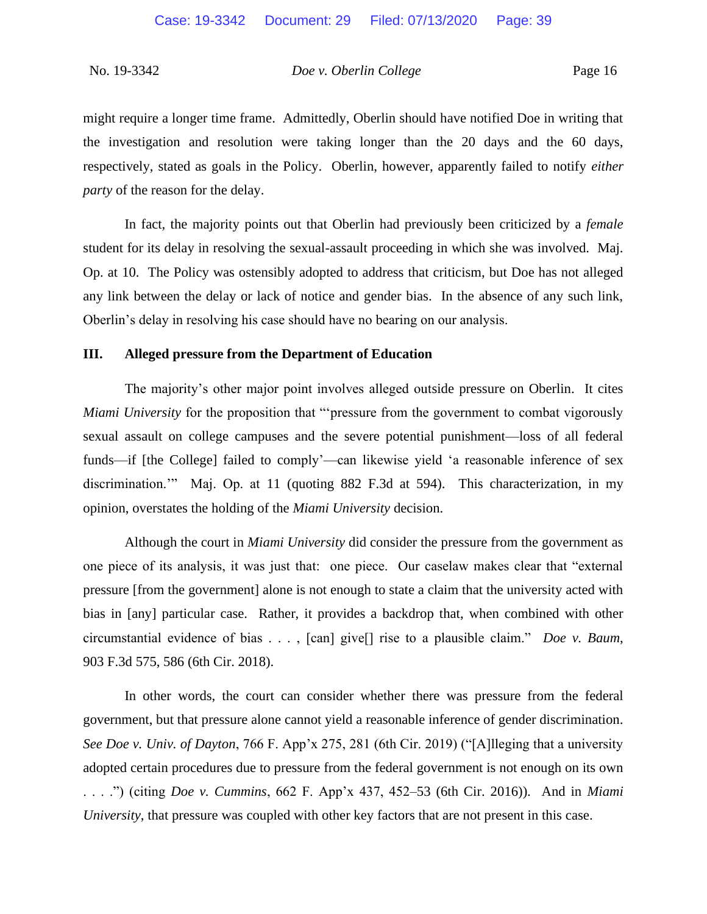might require a longer time frame. Admittedly, Oberlin should have notified Doe in writing that the investigation and resolution were taking longer than the 20 days and the 60 days, respectively, stated as goals in the Policy. Oberlin, however, apparently failed to notify *either party* of the reason for the delay.

In fact, the majority points out that Oberlin had previously been criticized by a *female* student for its delay in resolving the sexual-assault proceeding in which she was involved. Maj. Op. at 10. The Policy was ostensibly adopted to address that criticism, but Doe has not alleged any link between the delay or lack of notice and gender bias. In the absence of any such link, Oberlin's delay in resolving his case should have no bearing on our analysis.

## III. Alleged pressure from the Department of Education

The majority's other major point involves alleged outside pressure on Oberlin. It cites *Miami University* for the proposition that "'pressure from the government to combat vigorously sexual assault on college campuses and the severe potential punishment—loss of all federal funds—if [the College] failed to comply'—can likewise yield 'a reasonable inference of sex discrimination.'" Maj. Op. at 11 (quoting 882 F.3d at 594). This characterization, in my opinion, overstates the holding of the *Miami University* decision.

Although the court in *Miami University* did consider the pressure from the government as one piece of its analysis, it was just that: one piece. Our caselaw makes clear that "external pressure [from the government] alone is not enough to state a claim that the university acted with bias in [any] particular case. Rather, it provides a backdrop that, when combined with other circumstantial evidence of bias . . . , [can] give[] rise to a plausible claim." *Doe v. Baum*, 903 F.3d 575, 586 (6th Cir. 2018).

In other words, the court can consider whether there was pressure from the federal government, but that pressure alone cannot yield a reasonable inference of gender discrimination. *See Doe v. Univ. of Dayton*, 766 F. App'x 275, 281 (6th Cir. 2019) ("[A]lleging that a university adopted certain procedures due to pressure from the federal government is not enough on its own . . . .") (citing *Doe v. Cummins*, 662 F. App'x 437, 452–53 (6th Cir. 2016)). And in *Miami University*, that pressure was coupled with other key factors that are not present in this case.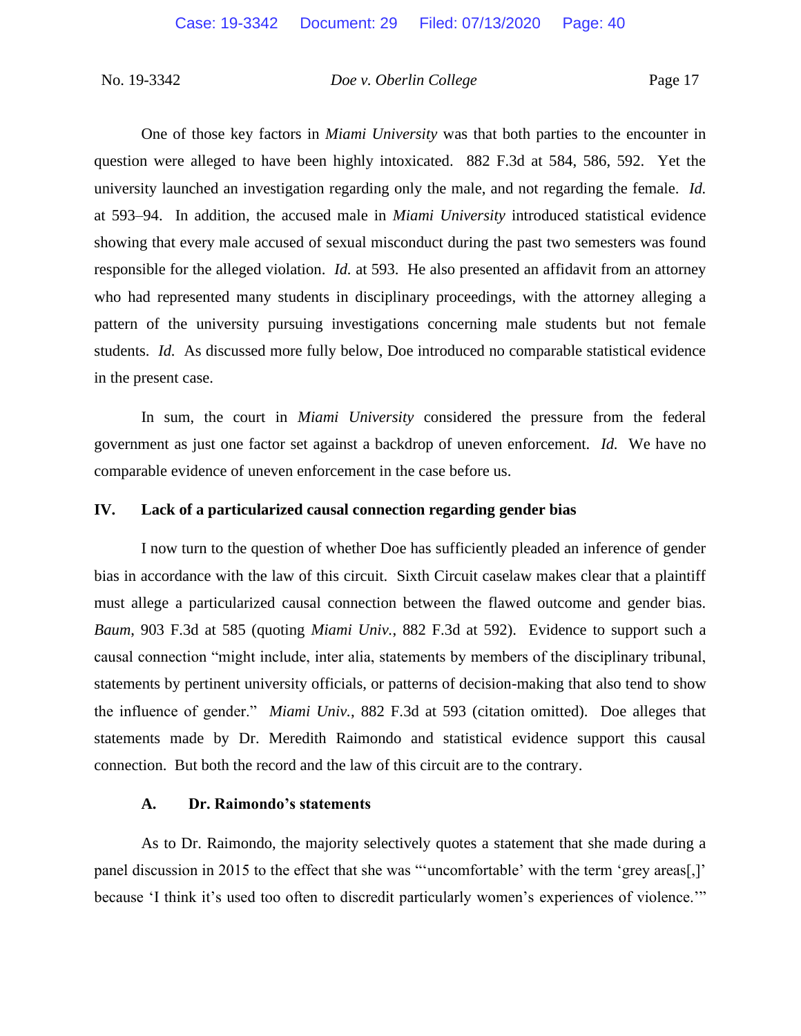One of those key factors in *Miami University* was that both parties to the encounter in question were alleged to have been highly intoxicated. 882 F.3d at 584, 586, 592. Yet the university launched an investigation regarding only the male, and not regarding the female. *Id.* at 593–94. In addition, the accused male in *Miami University* introduced statistical evidence showing that every male accused of sexual misconduct during the past two semesters was found responsible for the alleged violation. *Id.* at 593. He also presented an affidavit from an attorney who had represented many students in disciplinary proceedings, with the attorney alleging a pattern of the university pursuing investigations concerning male students but not female students. *Id.* As discussed more fully below, Doe introduced no comparable statistical evidence in the present case.

In sum, the court in *Miami University* considered the pressure from the federal government as just one factor set against a backdrop of uneven enforcement. *Id.* We have no comparable evidence of uneven enforcement in the case before us.

## IV. Lack of a particularized causal connection regarding gender bias

I now turn to the question of whether Doe has sufficiently pleaded an inference of gender bias in accordance with the law of this circuit. Sixth Circuit caselaw makes clear that a plaintiff must allege a particularized causal connection between the flawed outcome and gender bias. *Baum*, 903 F.3d at 585 (quoting *Miami Univ.*, 882 F.3d at 592). Evidence to support such a causal connection "might include, inter alia, statements by members of the disciplinary tribunal, statements by pertinent university officials, or patterns of decision-making that also tend to show the influence of gender." *Miami Univ.*, 882 F.3d at 593 (citation omitted). Doe alleges that statements made by Dr. Meredith Raimondo and statistical evidence support this causal connection. But both the record and the law of this circuit are to the contrary.

### A. Dr. Raimondo's statements

As to Dr. Raimondo, the majority selectively quotes a statement that she made during a panel discussion in 2015 to the effect that she was "'uncomfortable' with the term 'grey areas[,]' because 'I think it's used too often to discredit particularly women's experiences of violence.'"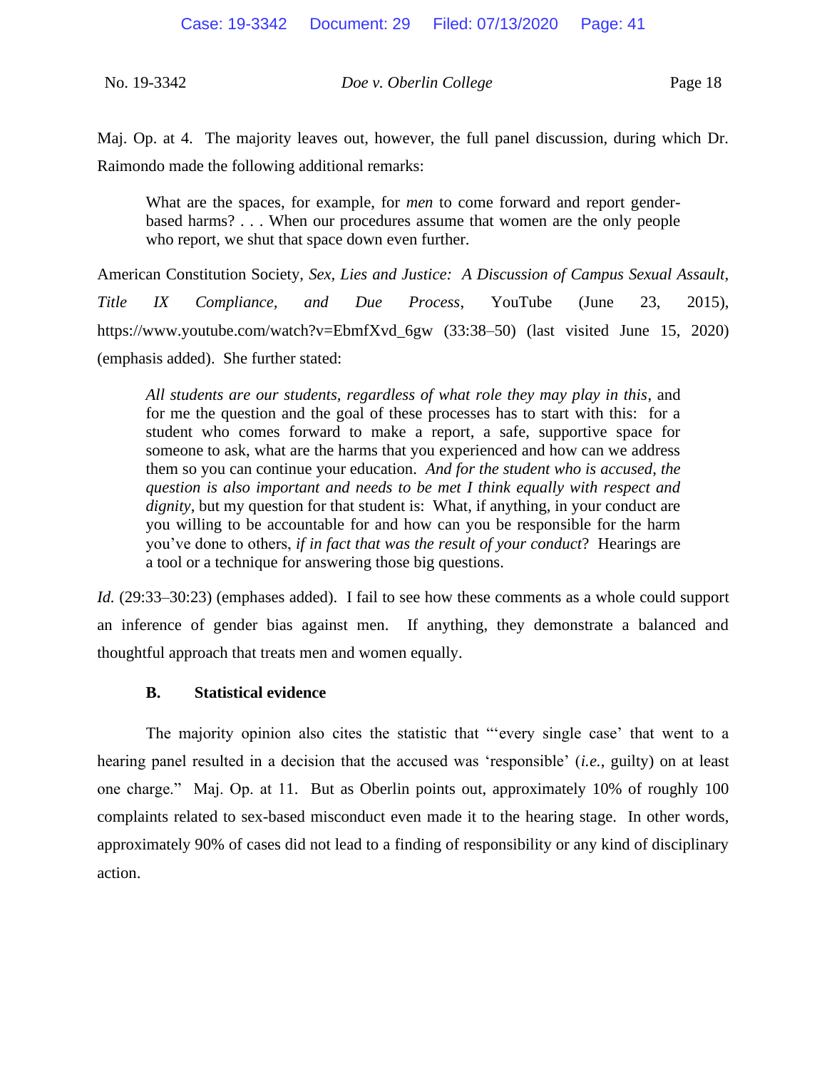Maj. Op. at 4. The majority leaves out, however, the full panel discussion, during which Dr. Raimondo made the following additional remarks:

> What are the spaces, for example, for *men* to come forward and report gender-based harms? . . . When our procedures assume that women are the only people who report, we shut that space down even further.

American Constitution Society, *Sex, Lies and Justice: A Discussion of Campus Sexual Assault, Title IX Compliance, and Due Process*, YouTube (June 23, 2015), https://www.youtube.com/watch?v=EbmfXvd_6gw (33:38–50) (last visited June 15, 2020) (emphasis added). She further stated:

> *All students are our students, regardless of what role they may play in this*, and for me the question and the goal of these processes has to start with this: for a student who comes forward to make a report, a safe, supportive space for someone to ask, what are the harms that you experienced and how can we address them so you can continue your education. *And for the student who is accused*, *the question is also important and needs to be met I think equally with respect and dignity*, but my question for that student is: What, if anything, in your conduct are you willing to be accountable for and how can you be responsible for the harm you've done to others, *if in fact that was the result of your conduct*? Hearings are a tool or a technique for answering those big questions.

*Id.* (29:33–30:23) (emphases added). I fail to see how these comments as a whole could support an inference of gender bias against men. If anything, they demonstrate a balanced and thoughtful approach that treats men and women equally.

### B. Statistical evidence

The majority opinion also cites the statistic that "'every single case' that went to a hearing panel resulted in a decision that the accused was 'responsible' (*i.e.*, guilty) on at least one charge." Maj. Op. at 11. But as Oberlin points out, approximately 10% of roughly 100 complaints related to sex-based misconduct even made it to the hearing stage. In other words, approximately 90% of cases did not lead to a finding of responsibility or any kind of disciplinary action.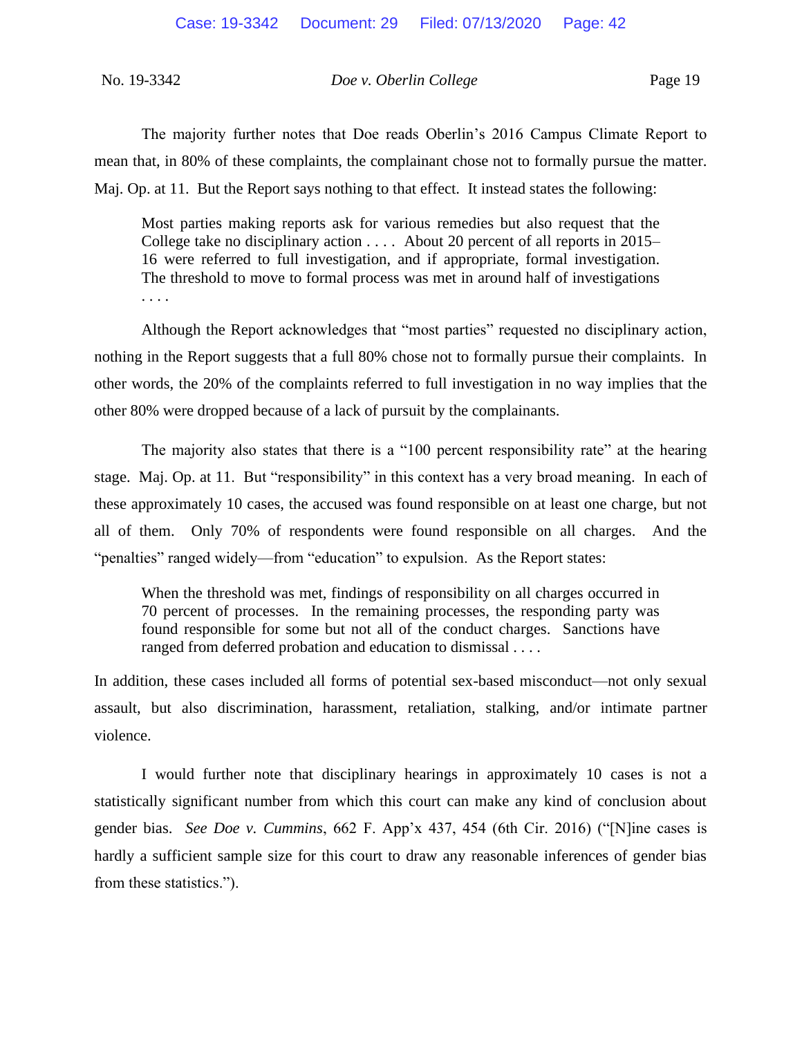The majority further notes that Doe reads Oberlin's 2016 Campus Climate Report to mean that, in 80% of these complaints, the complainant chose not to formally pursue the matter. Maj. Op. at 11. But the Report says nothing to that effect. It instead states the following:

> Most parties making reports ask for various remedies but also request that the College take no disciplinary action . . . . About 20 percent of all reports in 2015–16 were referred to full investigation, and if appropriate, formal investigation. The threshold to move to formal process was met in around half of investigations . . . .

Although the Report acknowledges that "most parties" requested no disciplinary action, nothing in the Report suggests that a full 80% chose not to formally pursue their complaints. In other words, the 20% of the complaints referred to full investigation in no way implies that the other 80% were dropped because of a lack of pursuit by the complainants.

The majority also states that there is a "100 percent responsibility rate" at the hearing stage. Maj. Op. at 11. But "responsibility" in this context has a very broad meaning. In each of these approximately 10 cases, the accused was found responsible on at least one charge, but not all of them. Only 70% of respondents were found responsible on all charges. And the "penalties" ranged widely—from "education" to expulsion. As the Report states:

> When the threshold was met, findings of responsibility on all charges occurred in 70 percent of processes. In the remaining processes, the responding party was found responsible for some but not all of the conduct charges. Sanctions have ranged from deferred probation and education to dismissal . . . .

In addition, these cases included all forms of potential sex-based misconduct—not only sexual assault, but also discrimination, harassment, retaliation, stalking, and/or intimate partner violence.

I would further note that disciplinary hearings in approximately 10 cases is not a statistically significant number from which this court can make any kind of conclusion about gender bias. *See Doe v. Cummins*, 662 F. App'x 437, 454 (6th Cir. 2016) ("[N]ine cases is hardly a sufficient sample size for this court to draw any reasonable inferences of gender bias from these statistics.").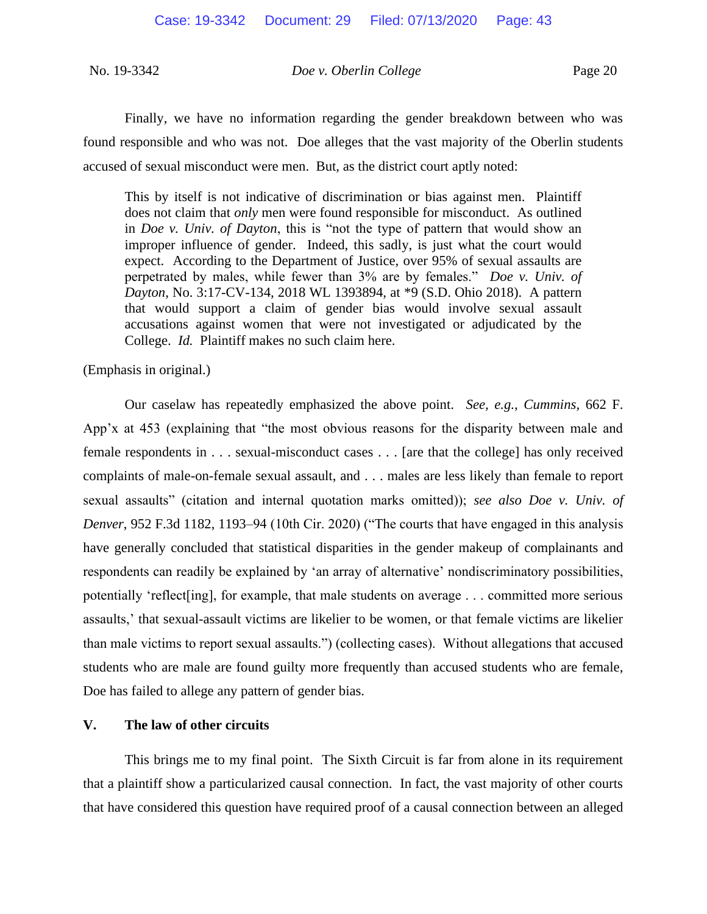Finally, we have no information regarding the gender breakdown between who was found responsible and who was not. Doe alleges that the vast majority of the Oberlin students accused of sexual misconduct were men. But, as the district court aptly noted:

> This by itself is not indicative of discrimination or bias against men. Plaintiff does not claim that *only* men were found responsible for misconduct. As outlined in *Doe v. Univ. of Dayton*, this is "not the type of pattern that would show an improper influence of gender. Indeed, this sadly, is just what the court would expect. According to the Department of Justice, over 95% of sexual assaults are perpetrated by males, while fewer than 3% are by females." *Doe v. Univ. of Dayton*, No. 3:17-CV-134, 2018 WL 1393894, at *9 (S.D. Ohio 2018). A pattern that would support a claim of gender bias would involve sexual assault accusations against women that were not investigated or adjudicated by the College. *Id.* Plaintiff makes no such claim here.

(Emphasis in original.)

Our caselaw has repeatedly emphasized the above point. *See, e.g.*, *Cummins*, 662 F. App'x at 453 (explaining that "the most obvious reasons for the disparity between male and female respondents in . . . sexual-misconduct cases . . . [are that the college] has only received complaints of male-on-female sexual assault, and . . . males are less likely than female to report sexual assaults" (citation and internal quotation marks omitted)); *see also Doe v. Univ. of Denver*, 952 F.3d 1182, 1193–94 (10th Cir. 2020) ("The courts that have engaged in this analysis have generally concluded that statistical disparities in the gender makeup of complainants and respondents can readily be explained by 'an array of alternative' nondiscriminatory possibilities, potentially 'reflect[ing], for example, that male students on average . . . committed more serious assaults,' that sexual-assault victims are likelier to be women, or that female victims are likelier than male victims to report sexual assaults.") (collecting cases). Without allegations that accused students who are male are found guilty more frequently than accused students who are female, Doe has failed to allege any pattern of gender bias.

## V. The law of other circuits

This brings me to my final point. The Sixth Circuit is far from alone in its requirement that a plaintiff show a particularized causal connection. In fact, the vast majority of other courts that have considered this question have required proof of a causal connection between an alleged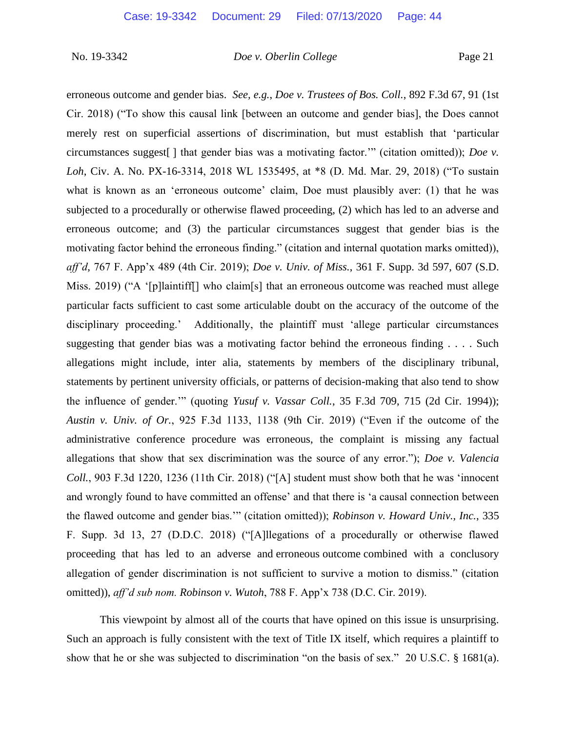erroneous outcome and gender bias. *See, e.g.*, *Doe v. Trustees of Bos. Coll.*, 892 F.3d 67, 91 (1st Cir. 2018) ("To show this causal link [between an outcome and gender bias], the Does cannot merely rest on superficial assertions of discrimination, but must establish that 'particular circumstances suggest[ ] that gender bias was a motivating factor.'" (citation omitted)); *Doe v. Loh*, Civ. A. No. PX-16-3314, 2018 WL 1535495, at *8 (D. Md. Mar. 29, 2018) ("To sustain what is known as an 'erroneous outcome' claim, Doe must plausibly aver: (1) that he was subjected to a procedurally or otherwise flawed proceeding, (2) which has led to an adverse and erroneous outcome; and (3) the particular circumstances suggest that gender bias is the motivating factor behind the erroneous finding." (citation and internal quotation marks omitted)), *aff'd*, 767 F. App'x 489 (4th Cir. 2019); *Doe v. Univ. of Miss.*, 361 F. Supp. 3d 597, 607 (S.D. Miss. 2019) ("A '[p]laintiff[] who claim[s] that an erroneous outcome was reached must allege particular facts sufficient to cast some articulable doubt on the accuracy of the outcome of the disciplinary proceeding.' Additionally, the plaintiff must 'allege particular circumstances suggesting that gender bias was a motivating factor behind the erroneous finding . . . . Such allegations might include, inter alia, statements by members of the disciplinary tribunal, statements by pertinent university officials, or patterns of decision-making that also tend to show the influence of gender.'" (quoting *Yusuf v. Vassar Coll.*, 35 F.3d 709, 715 (2d Cir. 1994)); *Austin v. Univ. of Or.*, 925 F.3d 1133, 1138 (9th Cir. 2019) ("Even if the outcome of the administrative conference procedure was erroneous, the complaint is missing any factual allegations that show that sex discrimination was the source of any error."); *Doe v. Valencia Coll.*, 903 F.3d 1220, 1236 (11th Cir. 2018) ("[A] student must show both that he was 'innocent and wrongly found to have committed an offense' and that there is 'a causal connection between the flawed outcome and gender bias.'" (citation omitted)); *Robinson v. Howard Univ., Inc.*, 335 F. Supp. 3d 13, 27 (D.D.C. 2018) ("[A]llegations of a procedurally or otherwise flawed proceeding that has led to an adverse and erroneous outcome combined with a conclusory allegation of gender discrimination is not sufficient to survive a motion to dismiss." (citation omitted)), *aff'd sub nom. Robinson v. Wutoh*, 788 F. App'x 738 (D.C. Cir. 2019).

This viewpoint by almost all of the courts that have opined on this issue is unsurprising. Such an approach is fully consistent with the text of Title IX itself, which requires a plaintiff to show that he or she was subjected to discrimination "on the basis of sex." 20 U.S.C. § 1681(a).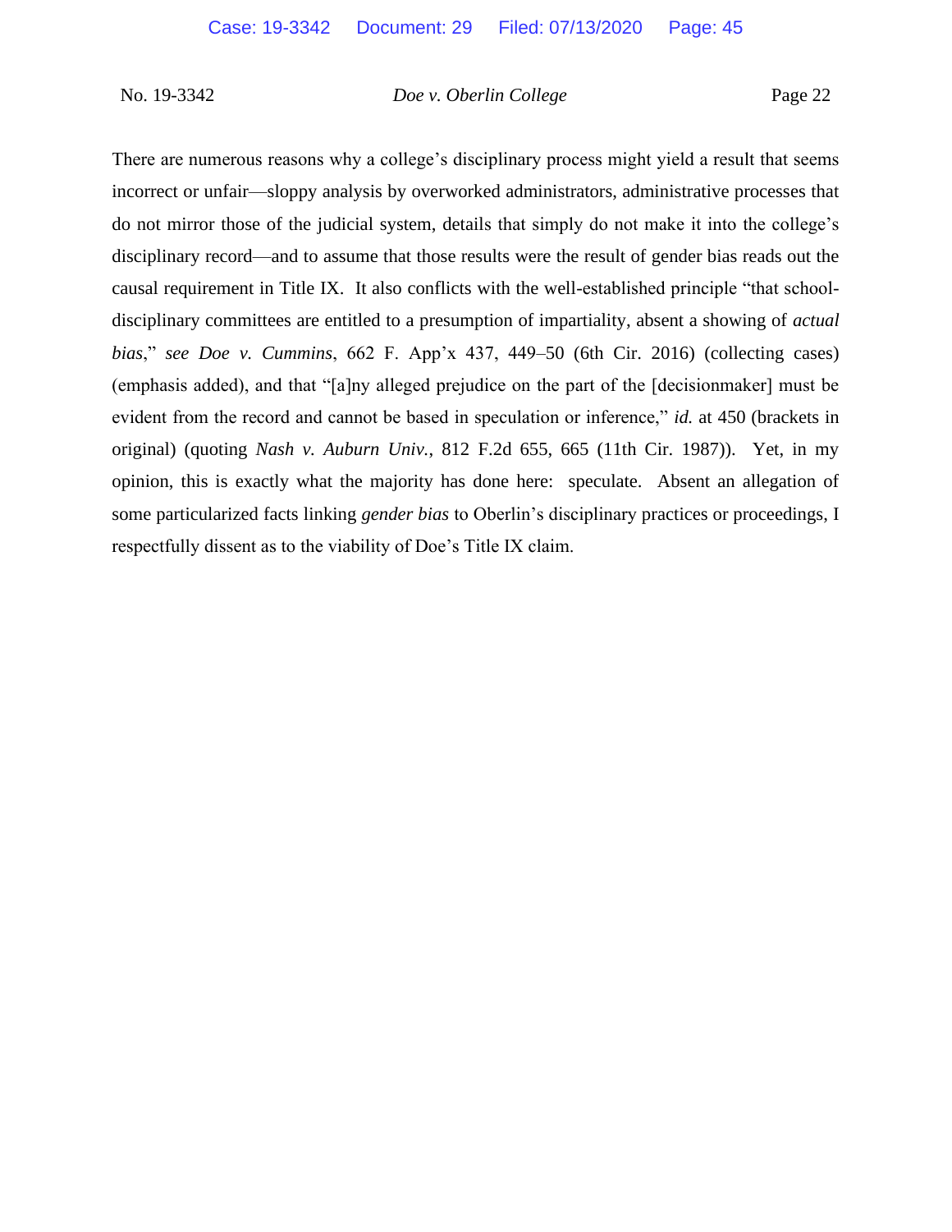There are numerous reasons why a college's disciplinary process might yield a result that seems incorrect or unfair—sloppy analysis by overworked administrators, administrative processes that do not mirror those of the judicial system, details that simply do not make it into the college's disciplinary record—and to assume that those results were the result of gender bias reads out the causal requirement in Title IX. It also conflicts with the well-established principle "that school-disciplinary committees are entitled to a presumption of impartiality, absent a showing of *actual bias*," *see Doe v. Cummins*, 662 F. App'x 437, 449–50 (6th Cir. 2016) (collecting cases) (emphasis added), and that "[a]ny alleged prejudice on the part of the [decisionmaker] must be evident from the record and cannot be based in speculation or inference," *id.* at 450 (brackets in original) (quoting *Nash v. Auburn Univ.*, 812 F.2d 655, 665 (11th Cir. 1987)). Yet, in my opinion, this is exactly what the majority has done here: speculate. Absent an allegation of some particularized facts linking *gender bias* to Oberlin's disciplinary practices or proceedings, I respectfully dissent as to the viability of Doe's Title IX claim.